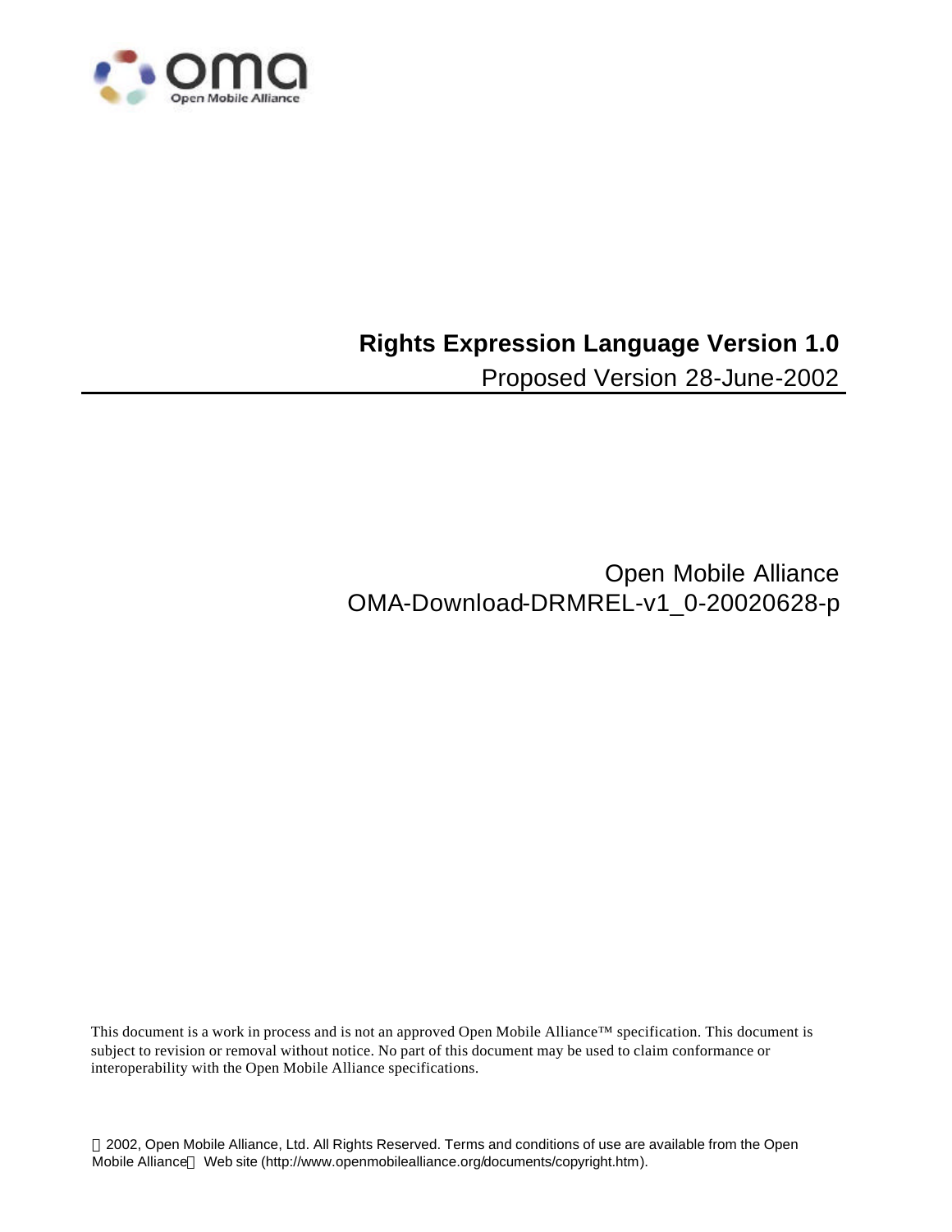# Rights Expression Language Version 1.0

Proposed Version 28-June-2002

Open Mobile Alliance
OMA-Download-DRMREL-v1_0-20020628-p

This document is a work in process and is not an approved Open Mobile Alliance™ specification. This document is subject to revision or removal without notice. No part of this document may be used to claim conformance or interoperability with the Open Mobile Alliance specifications.

© 2002, Open Mobile Alliance, Ltd. All Rights Reserved. Terms and conditions of use are available from the Open Mobile Alliance™ Web site (http://www.openmobilealliance.org/documents/copyright.htm).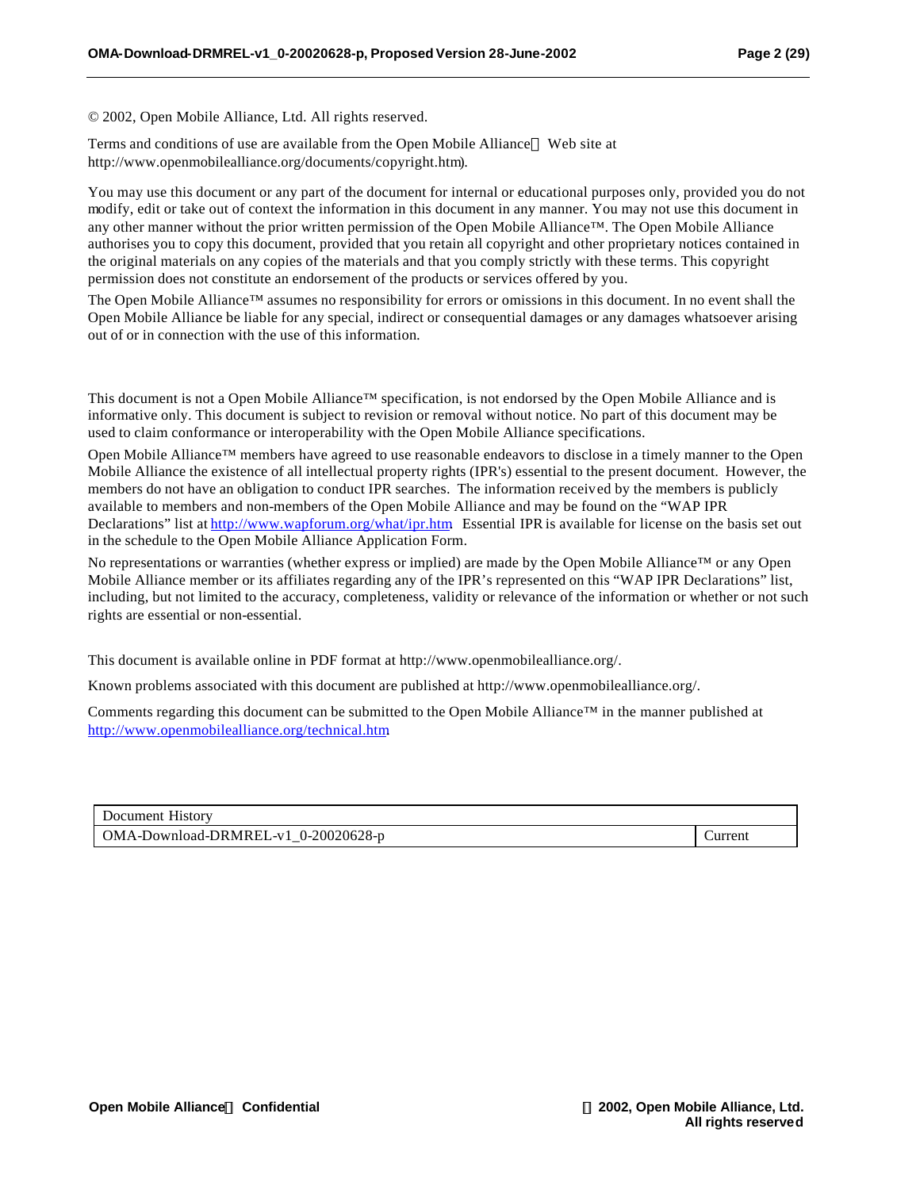© 2002, Open Mobile Alliance, Ltd. All rights reserved.

Terms and conditions of use are available from the Open Mobile Alliance™ Web site at http://www.openmobilealliance.org/documents/copyright.htm).

You may use this document or any part of the document for internal or educational purposes only, provided you do not modify, edit or take out of context the information in this document in any manner. You may not use this document in any other manner without the prior written permission of the Open Mobile Alliance™. The Open Mobile Alliance authorises you to copy this document, provided that you retain all copyright and other proprietary notices contained in the original materials on any copies of the materials and that you comply strictly with these terms. This copyright permission does not constitute an endorsement of the products or services offered by you.

The Open Mobile Alliance™ assumes no responsibility for errors or omissions in this document. In no event shall the Open Mobile Alliance be liable for any special, indirect or consequential damages or any damages whatsoever arising out of or in connection with the use of this information.

This document is not a Open Mobile Alliance™ specification, is not endorsed by the Open Mobile Alliance and is informative only. This document is subject to revision or removal without notice. No part of this document may be used to claim conformance or interoperability with the Open Mobile Alliance specifications.

Open Mobile Alliance™ members have agreed to use reasonable endeavors to disclose in a timely manner to the Open Mobile Alliance the existence of all intellectual property rights (IPR's) essential to the present document. However, the members do not have an obligation to conduct IPR searches. The information received by the members is publicly available to members and non-members of the Open Mobile Alliance and may be found on the "WAP IPR Declarations" list at http://www.wapforum.org/what/ipr.htm Essential IPR is available for license on the basis set out in the schedule to the Open Mobile Alliance Application Form.

No representations or warranties (whether express or implied) are made by the Open Mobile Alliance™ or any Open Mobile Alliance member or its affiliates regarding any of the IPR's represented on this "WAP IPR Declarations" list, including, but not limited to the accuracy, completeness, validity or relevance of the information or whether or not such rights are essential or non-essential.

This document is available online in PDF format at http://www.openmobilealliance.org/.

Known problems associated with this document are published at http://www.openmobilealliance.org/.

Comments regarding this document can be submitted to the Open Mobile Alliance™ in the manner published at http://www.openmobilealliance.org/technical.htm

| Document History | |
|---|---|
| OMA-Download-DRMREL-v1_0-20020628-p | Current |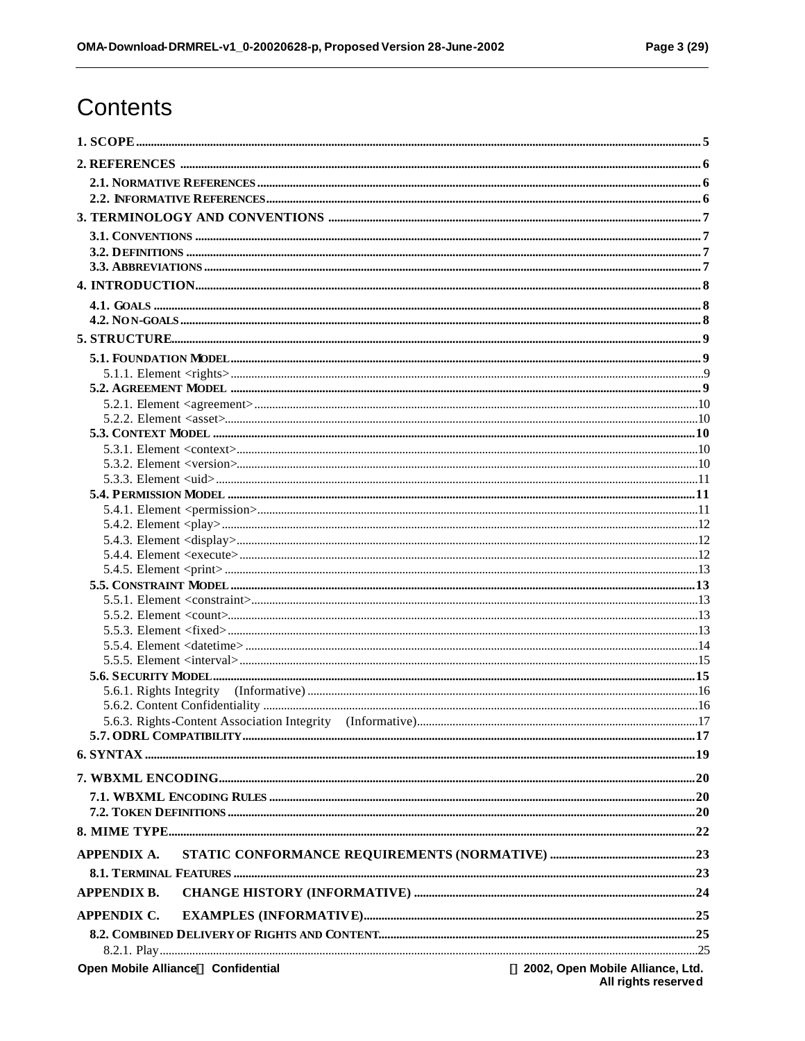# Contents

1. SCOPE ..... 5
2. REFERENCES ..... 6
   - 2.1. NORMATIVE REFERENCES ..... 6
   - 2.2. INFORMATIVE REFERENCES ..... 6
3. TERMINOLOGY AND CONVENTIONS ..... 7
   - 3.1. CONVENTIONS ..... 7
   - 3.2. DEFINITIONS ..... 7
   - 3.3. ABBREVIATIONS ..... 7
4. INTRODUCTION ..... 8
   - 4.1. GOALS ..... 8
   - 4.2. NON-GOALS ..... 8
5. STRUCTURE ..... 9
   - 5.1. FOUNDATION MODEL ..... 9
     - 5.1.1. Element <rights> ..... 9
   - 5.2. AGREEMENT MODEL ..... 9
     - 5.2.1. Element <agreement> ..... 10
     - 5.2.2. Element <asset> ..... 10
   - 5.3. CONTEXT MODEL ..... 10
     - 5.3.1. Element <context> ..... 10
     - 5.3.2. Element <version> ..... 10
     - 5.3.3. Element <uid> ..... 11
   - 5.4. PERMISSION MODEL ..... 11
     - 5.4.1. Element <permission> ..... 11
     - 5.4.2. Element <play> ..... 12
     - 5.4.3. Element <display> ..... 12
     - 5.4.4. Element <execute> ..... 12
     - 5.4.5. Element <print> ..... 13
   - 5.5. CONSTRAINT MODEL ..... 13
     - 5.5.1. Element <constraint> ..... 13
     - 5.5.2. Element <count> ..... 13
     - 5.5.3. Element <fixed> ..... 13
     - 5.5.4. Element <datetime> ..... 14
     - 5.5.5. Element <interval> ..... 15
   - 5.6. SECURITY MODEL ..... 15
     - 5.6.1. Rights Integrity (Informative) ..... 16
     - 5.6.2. Content Confidentiality ..... 16
     - 5.6.3. Rights-Content Association Integrity (Informative) ..... 17
   - 5.7. ODRL COMPATIBILITY ..... 17
6. SYNTAX ..... 19
7. WBXML ENCODING ..... 20
   - 7.1. WBXML ENCODING RULES ..... 20
   - 7.2. TOKEN DEFINITIONS ..... 20
8. MIME TYPE ..... 22

APPENDIX A. STATIC CONFORMANCE REQUIREMENTS (NORMATIVE) ..... 23
   - 8.1. TERMINAL FEATURES ..... 23

APPENDIX B. CHANGE HISTORY (INFORMATIVE) ..... 24

APPENDIX C. EXAMPLES (INFORMATIVE) ..... 25
   - 8.2. COMBINED DELIVERY OF RIGHTS AND CONTENT ..... 25
     - 8.2.1. Play ..... 25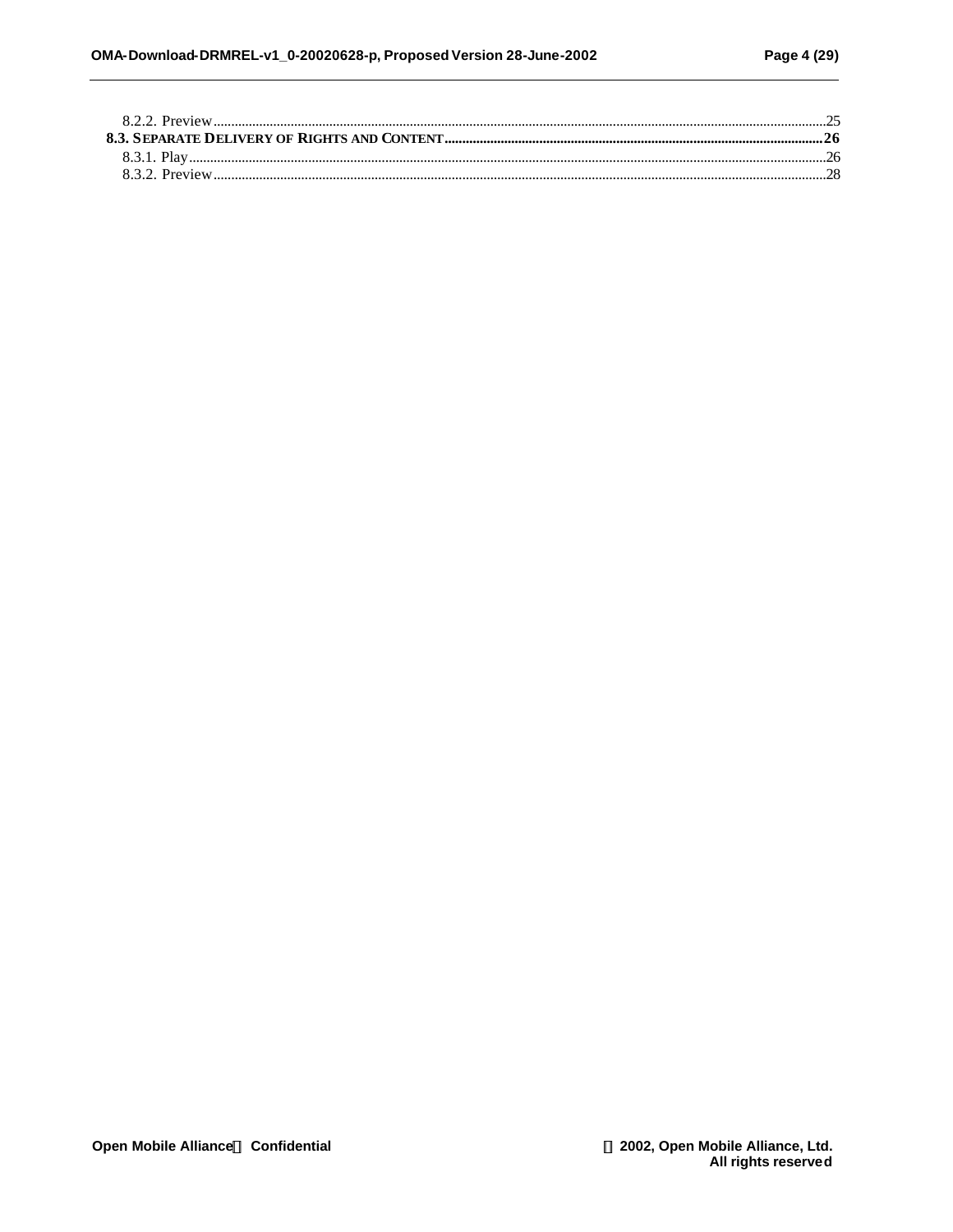8.2.2. Preview..........................................................................................................................................................................25

**8.3. SEPARATE DELIVERY OF RIGHTS AND CONTENT..........................................................................................................26**

8.3.1. Play...............................................................................................................................................................................26

8.3.2. Preview..........................................................................................................................................................................28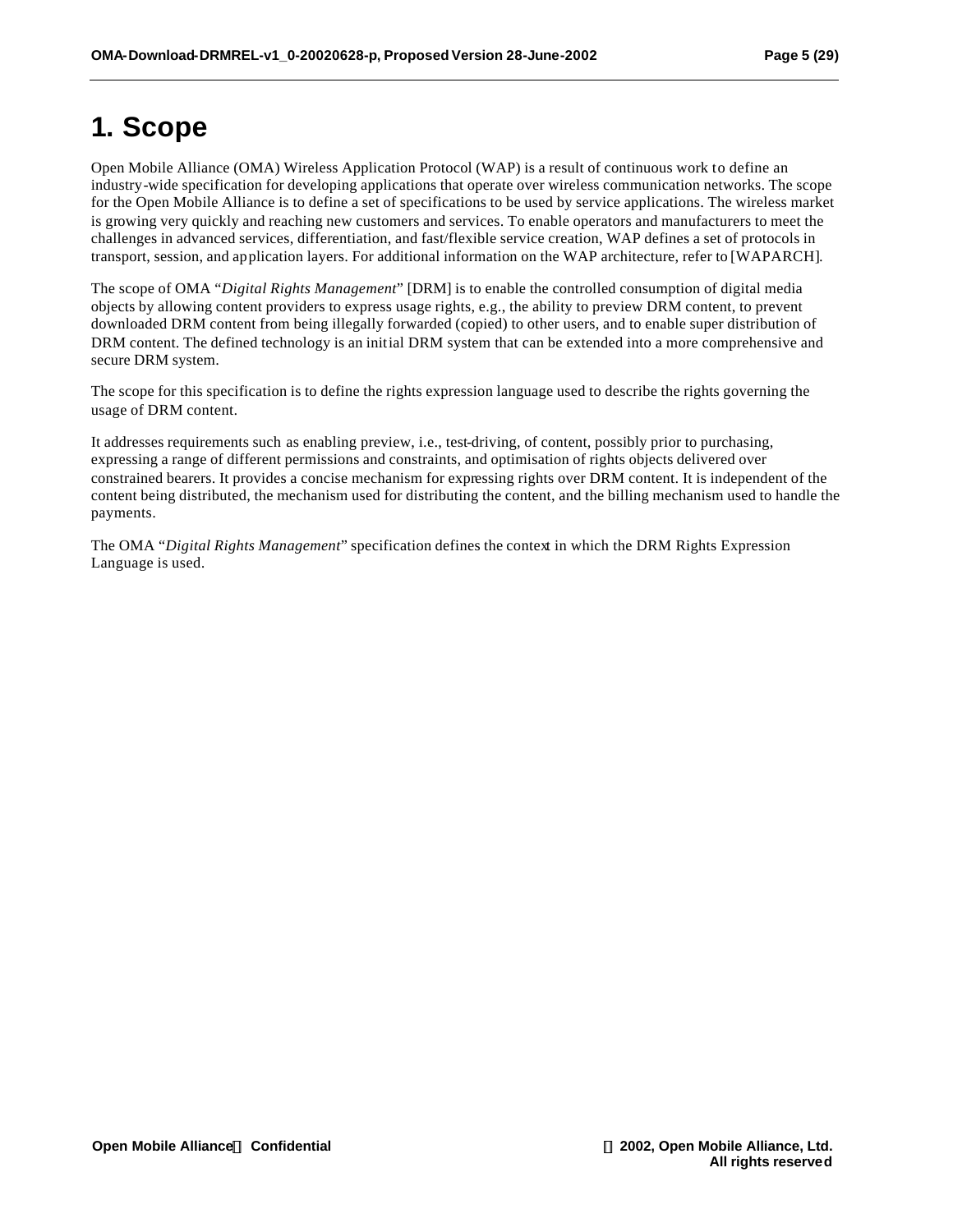# 1. Scope

Open Mobile Alliance (OMA) Wireless Application Protocol (WAP) is a result of continuous work to define an industry-wide specification for developing applications that operate over wireless communication networks. The scope for the Open Mobile Alliance is to define a set of specifications to be used by service applications. The wireless market is growing very quickly and reaching new customers and services. To enable operators and manufacturers to meet the challenges in advanced services, differentiation, and fast/flexible service creation, WAP defines a set of protocols in transport, session, and application layers. For additional information on the WAP architecture, refer to [WAPARCH].

The scope of OMA "*Digital Rights Management*" [DRM] is to enable the controlled consumption of digital media objects by allowing content providers to express usage rights, e.g., the ability to preview DRM content, to prevent downloaded DRM content from being illegally forwarded (copied) to other users, and to enable super distribution of DRM content. The defined technology is an initial DRM system that can be extended into a more comprehensive and secure DRM system.

The scope for this specification is to define the rights expression language used to describe the rights governing the usage of DRM content.

It addresses requirements such as enabling preview, i.e., test-driving, of content, possibly prior to purchasing, expressing a range of different permissions and constraints, and optimisation of rights objects delivered over constrained bearers. It provides a concise mechanism for expressing rights over DRM content. It is independent of the content being distributed, the mechanism used for distributing the content, and the billing mechanism used to handle the payments.

The OMA "*Digital Rights Management*" specification defines the context in which the DRM Rights Expression Language is used.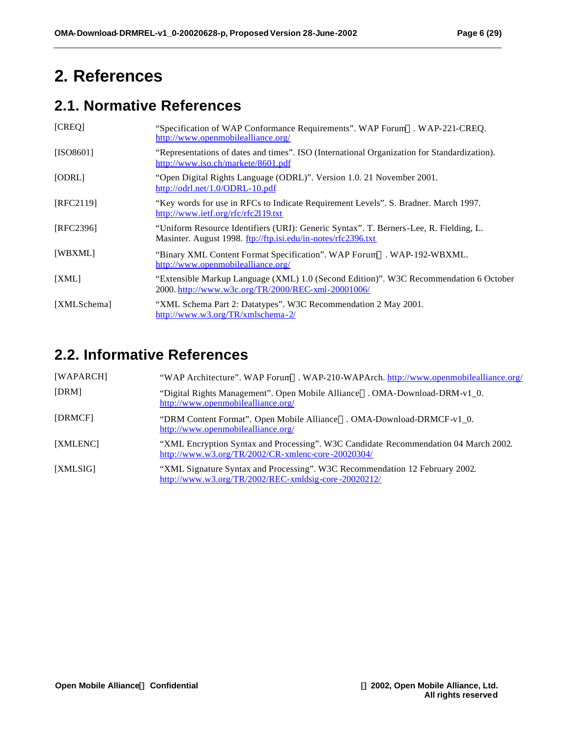# 2. References

## 2.1. Normative References

| | |
|---|---|
| [CREQ] | "Specification of WAP Conformance Requirements". WAP Forum. WAP-221-CREQ. http://www.openmobilealliance.org/ |
| [ISO8601] | "Representations of dates and times". ISO (International Organization for Standardization). http://www.iso.ch/markete/8601.pdf |
| [ODRL] | "Open Digital Rights Language (ODRL)". Version 1.0. 21 November 2001. http://odrl.net/1.0/ODRL-10.pdf |
| [RFC2119] | "Key words for use in RFCs to Indicate Requirement Levels". S. Bradner. March 1997. http://www.ietf.org/rfc/rfc2119.txt |
| [RFC2396] | "Uniform Resource Identifiers (URI): Generic Syntax". T. Berners-Lee, R. Fielding, L. Masinter. August 1998. ftp://ftp.isi.edu/in-notes/rfc2396.txt |
| [WBXML] | "Binary XML Content Format Specification". WAP Forum. WAP-192-WBXML. http://www.openmobilealliance.org/ |
| [XML] | "Extensible Markup Language (XML) 1.0 (Second Edition)". W3C Recommendation 6 October 2000. http://www.w3c.org/TR/2000/REC-xml-20001006/ |
| [XMLSchema] | "XML Schema Part 2: Datatypes". W3C Recommendation 2 May 2001. http://www.w3.org/TR/xmlschema-2/ |

## 2.2. Informative References

| | |
|---|---|
| [WAPARCH] | "WAP Architecture". WAP Forum. WAP-210-WAPArch. http://www.openmobilealliance.org/ |
| [DRM] | "Digital Rights Management". Open Mobile Alliance. OMA-Download-DRM-v1_0. http://www.openmobilealliance.org/ |
| [DRMCF] | "DRM Content Format". Open Mobile Alliance. OMA-Download-DRMCF-v1_0. http://www.openmobilealliance.org/ |
| [XMLENC] | "XML Encryption Syntax and Processing". W3C Candidate Recommendation 04 March 2002. http://www.w3.org/TR/2002/CR-xmlenc-core-20020304/ |
| [XMLSIG] | "XML Signature Syntax and Processing". W3C Recommendation 12 February 2002. http://www.w3.org/TR/2002/REC-xmldsig-core-20020212/ |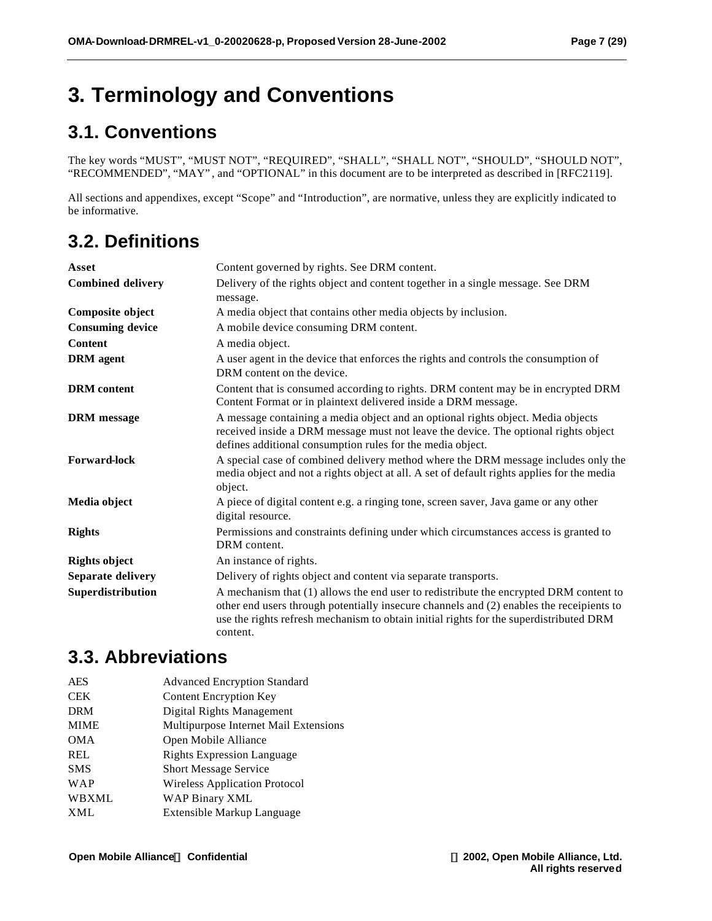# 3. Terminology and Conventions

## 3.1. Conventions

The key words “MUST”, “MUST NOT”, “REQUIRED”, “SHALL”, “SHALL NOT”, “SHOULD”, “SHOULD NOT”, “RECOMMENDED”, “MAY”, and “OPTIONAL” in this document are to be interpreted as described in [RFC2119].

All sections and appendixes, except “Scope” and “Introduction”, are normative, unless they are explicitly indicated to be informative.

## 3.2. Definitions

| | |
|---|---|
| **Asset** | Content governed by rights. See DRM content. |
| **Combined delivery** | Delivery of the rights object and content together in a single message. See DRM message. |
| **Composite object** | A media object that contains other media objects by inclusion. |
| **Consuming device** | A mobile device consuming DRM content. |
| **Content** | A media object. |
| **DRM agent** | A user agent in the device that enforces the rights and controls the consumption of DRM content on the device. |
| **DRM content** | Content that is consumed according to rights. DRM content may be in encrypted DRM Content Format or in plaintext delivered inside a DRM message. |
| **DRM message** | A message containing a media object and an optional rights object. Media objects received inside a DRM message must not leave the device. The optional rights object defines additional consumption rules for the media object. |
| **Forward-lock** | A special case of combined delivery method where the DRM message includes only the media object and not a rights object at all. A set of default rights applies for the media object. |
| **Media object** | A piece of digital content e.g. a ringing tone, screen saver, Java game or any other digital resource. |
| **Rights** | Permissions and constraints defining under which circumstances access is granted to DRM content. |
| **Rights object** | An instance of rights. |
| **Separate delivery** | Delivery of rights object and content via separate transports. |
| **Superdistribution** | A mechanism that (1) allows the end user to redistribute the encrypted DRM content to other end users through potentially insecure channels and (2) enables the receipients to use the rights refresh mechanism to obtain initial rights for the superdistributed DRM content. |

## 3.3. Abbreviations

| | |
|---|---|
| AES | Advanced Encryption Standard |
| CEK | Content Encryption Key |
| DRM | Digital Rights Management |
| MIME | Multipurpose Internet Mail Extensions |
| OMA | Open Mobile Alliance |
| REL | Rights Expression Language |
| SMS | Short Message Service |
| WAP | Wireless Application Protocol |
| WBXML | WAP Binary XML |
| XML | Extensible Markup Language |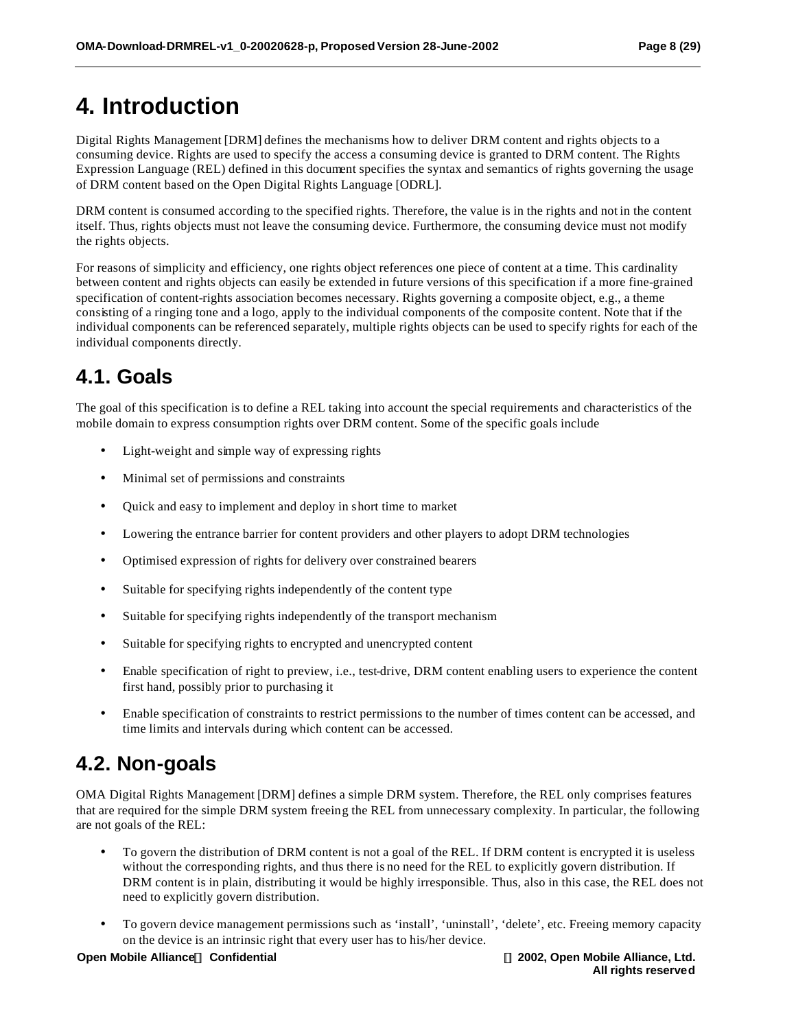# 4. Introduction

Digital Rights Management [DRM] defines the mechanisms how to deliver DRM content and rights objects to a consuming device. Rights are used to specify the access a consuming device is granted to DRM content. The Rights Expression Language (REL) defined in this document specifies the syntax and semantics of rights governing the usage of DRM content based on the Open Digital Rights Language [ODRL].

DRM content is consumed according to the specified rights. Therefore, the value is in the rights and not in the content itself. Thus, rights objects must not leave the consuming device. Furthermore, the consuming device must not modify the rights objects.

For reasons of simplicity and efficiency, one rights object references one piece of content at a time. This cardinality between content and rights objects can easily be extended in future versions of this specification if a more fine-grained specification of content-rights association becomes necessary. Rights governing a composite object, e.g., a theme consisting of a ringing tone and a logo, apply to the individual components of the composite content. Note that if the individual components can be referenced separately, multiple rights objects can be used to specify rights for each of the individual components directly.

## 4.1. Goals

The goal of this specification is to define a REL taking into account the special requirements and characteristics of the mobile domain to express consumption rights over DRM content. Some of the specific goals include

- Light-weight and simple way of expressing rights
- Minimal set of permissions and constraints
- Quick and easy to implement and deploy in short time to market
- Lowering the entrance barrier for content providers and other players to adopt DRM technologies
- Optimised expression of rights for delivery over constrained bearers
- Suitable for specifying rights independently of the content type
- Suitable for specifying rights independently of the transport mechanism
- Suitable for specifying rights to encrypted and unencrypted content
- Enable specification of right to preview, i.e., test-drive, DRM content enabling users to experience the content first hand, possibly prior to purchasing it
- Enable specification of constraints to restrict permissions to the number of times content can be accessed, and time limits and intervals during which content can be accessed.

## 4.2. Non-goals

OMA Digital Rights Management [DRM] defines a simple DRM system. Therefore, the REL only comprises features that are required for the simple DRM system freeing the REL from unnecessary complexity. In particular, the following are not goals of the REL:

- To govern the distribution of DRM content is not a goal of the REL. If DRM content is encrypted it is useless without the corresponding rights, and thus there is no need for the REL to explicitly govern distribution. If DRM content is in plain, distributing it would be highly irresponsible. Thus, also in this case, the REL does not need to explicitly govern distribution.
- To govern device management permissions such as 'install', 'uninstall', 'delete', etc. Freeing memory capacity on the device is an intrinsic right that every user has to his/her device.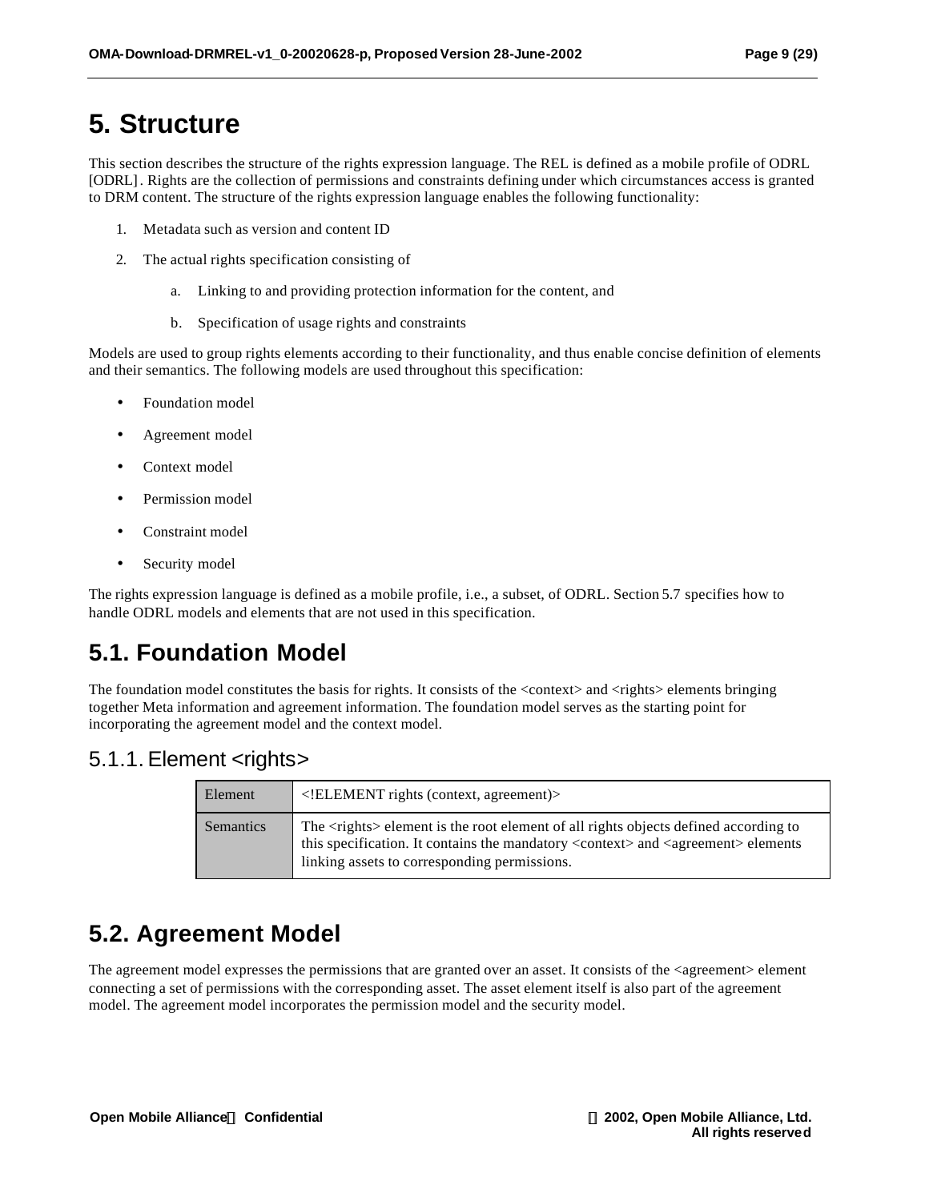# 5. Structure

This section describes the structure of the rights expression language. The REL is defined as a mobile profile of ODRL [ODRL]. Rights are the collection of permissions and constraints defining under which circumstances access is granted to DRM content. The structure of the rights expression language enables the following functionality:

1. Metadata such as version and content ID
2. The actual rights specification consisting of
    a. Linking to and providing protection information for the content, and
    b. Specification of usage rights and constraints

Models are used to group rights elements according to their functionality, and thus enable concise definition of elements and their semantics. The following models are used throughout this specification:

- Foundation model
- Agreement model
- Context model
- Permission model
- Constraint model
- Security model

The rights expression language is defined as a mobile profile, i.e., a subset, of ODRL. Section 5.7 specifies how to handle ODRL models and elements that are not used in this specification.

## 5.1. Foundation Model

The foundation model constitutes the basis for rights. It consists of the <context> and <rights> elements bringing together Meta information and agreement information. The foundation model serves as the starting point for incorporating the agreement model and the context model.

### 5.1.1. Element <rights>

| Element | <!ELEMENT rights (context, agreement)> |
|---|---|
| Semantics | The <rights> element is the root element of all rights objects defined according to this specification. It contains the mandatory <context> and <agreement> elements linking assets to corresponding permissions. |

## 5.2. Agreement Model

The agreement model expresses the permissions that are granted over an asset. It consists of the <agreement> element connecting a set of permissions with the corresponding asset. The asset element itself is also part of the agreement model. The agreement model incorporates the permission model and the security model.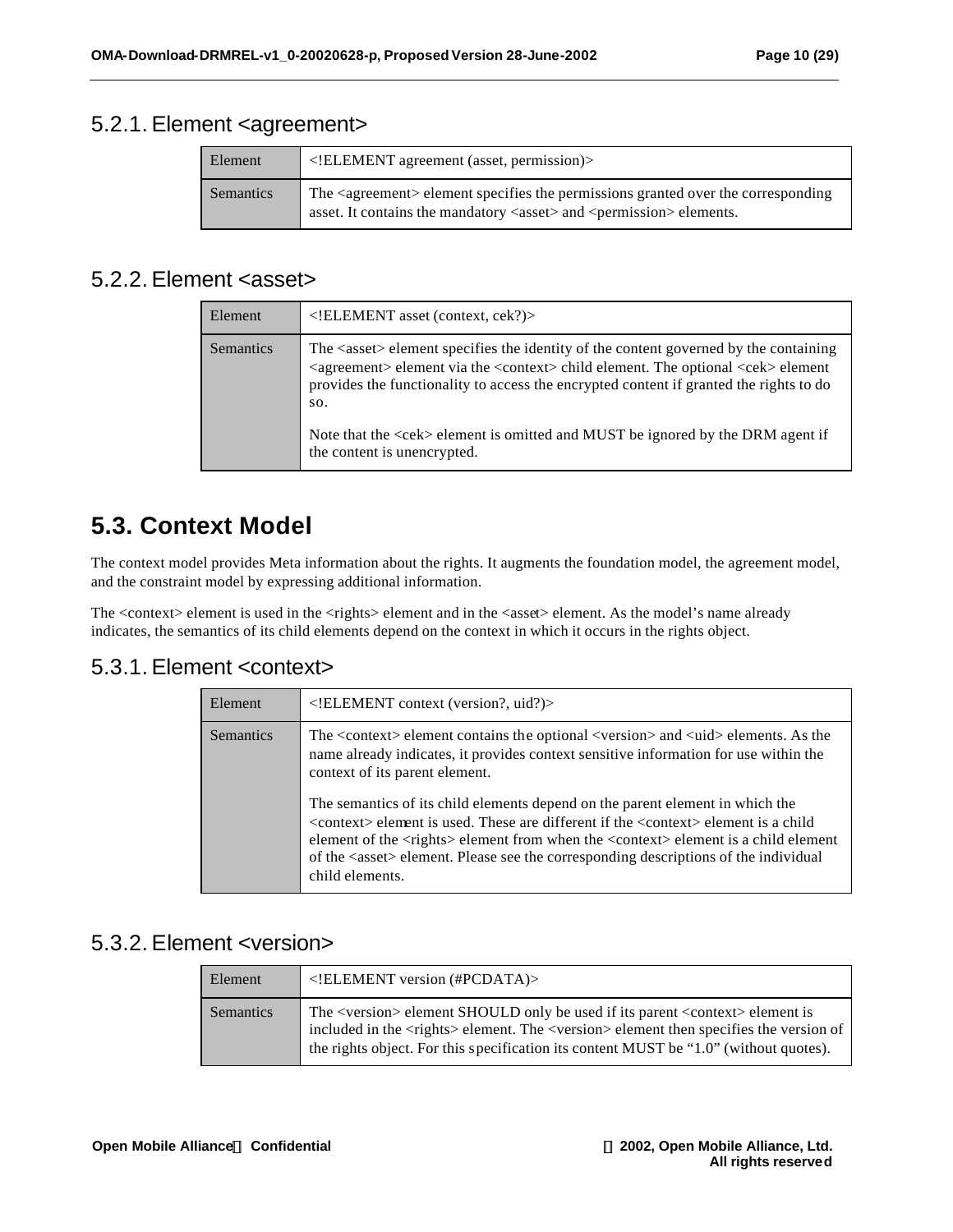### 5.2.1. Element <agreement>

| Element | <!ELEMENT agreement (asset, permission)> |
| --- | --- |
| Semantics | The <agreement> element specifies the permissions granted over the corresponding asset. It contains the mandatory <asset> and <permission> elements. |

### 5.2.2. Element <asset>

| Element | <!ELEMENT asset (context, cek?)> |
| --- | --- |
| Semantics | The <asset> element specifies the identity of the content governed by the containing <agreement> element via the <context> child element. The optional <cek> element provides the functionality to access the encrypted content if granted the rights to do so.<br><br>Note that the <cek> element is omitted and MUST be ignored by the DRM agent if the content is unencrypted. |

## 5.3. Context Model

The context model provides Meta information about the rights. It augments the foundation model, the agreement model, and the constraint model by expressing additional information.

The <context> element is used in the <rights> element and in the <asset> element. As the model's name already indicates, the semantics of its child elements depend on the context in which it occurs in the rights object.

### 5.3.1. Element <context>

| Element | <!ELEMENT context (version?, uid?)> |
| --- | --- |
| Semantics | The <context> element contains the optional <version> and <uid> elements. As the name already indicates, it provides context sensitive information for use within the context of its parent element.<br><br>The semantics of its child elements depend on the parent element in which the <context> element is used. These are different if the <context> element is a child element of the <rights> element from when the <context> element is a child element of the <asset> element. Please see the corresponding descriptions of the individual child elements. |

### 5.3.2. Element <version>

| Element | <!ELEMENT version (#PCDATA)> |
| --- | --- |
| Semantics | The <version> element SHOULD only be used if its parent <context> element is included in the <rights> element. The <version> element then specifies the version of the rights object. For this specification its content MUST be "1.0" (without quotes). |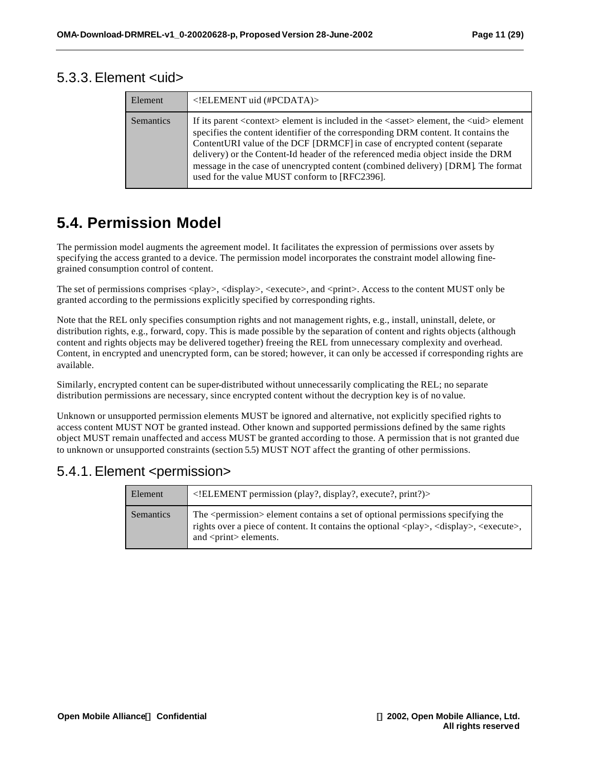### 5.3.3. Element <uid>

| Element | <!ELEMENT uid (#PCDATA)> |
|---|---|
| Semantics | If its parent <context> element is included in the <asset> element, the <uid> element specifies the content identifier of the corresponding DRM content. It contains the ContentURI value of the DCF [DRMCF] in case of encrypted content (separate delivery) or the Content-Id header of the referenced media object inside the DRM message in the case of unencrypted content (combined delivery) [DRM]. The format used for the value MUST conform to [RFC2396]. |

## 5.4. Permission Model

The permission model augments the agreement model. It facilitates the expression of permissions over assets by specifying the access granted to a device. The permission model incorporates the constraint model allowing fine-grained consumption control of content.

The set of permissions comprises <play>, <display>, <execute>, and <print>. Access to the content MUST only be granted according to the permissions explicitly specified by corresponding rights.

Note that the REL only specifies consumption rights and not management rights, e.g., install, uninstall, delete, or distribution rights, e.g., forward, copy. This is made possible by the separation of content and rights objects (although content and rights objects may be delivered together) freeing the REL from unnecessary complexity and overhead. Content, in encrypted and unencrypted form, can be stored; however, it can only be accessed if corresponding rights are available.

Similarly, encrypted content can be super-distributed without unnecessarily complicating the REL; no separate distribution permissions are necessary, since encrypted content without the decryption key is of no value.

Unknown or unsupported permission elements MUST be ignored and alternative, not explicitly specified rights to access content MUST NOT be granted instead. Other known and supported permissions defined by the same rights object MUST remain unaffected and access MUST be granted according to those. A permission that is not granted due to unknown or unsupported constraints (section 5.5) MUST NOT affect the granting of other permissions.

### 5.4.1. Element <permission>

| Element | <!ELEMENT permission (play?, display?, execute?, print?)> |
|---|---|
| Semantics | The <permission> element contains a set of optional permissions specifying the rights over a piece of content. It contains the optional <play>, <display>, <execute>, and <print> elements. |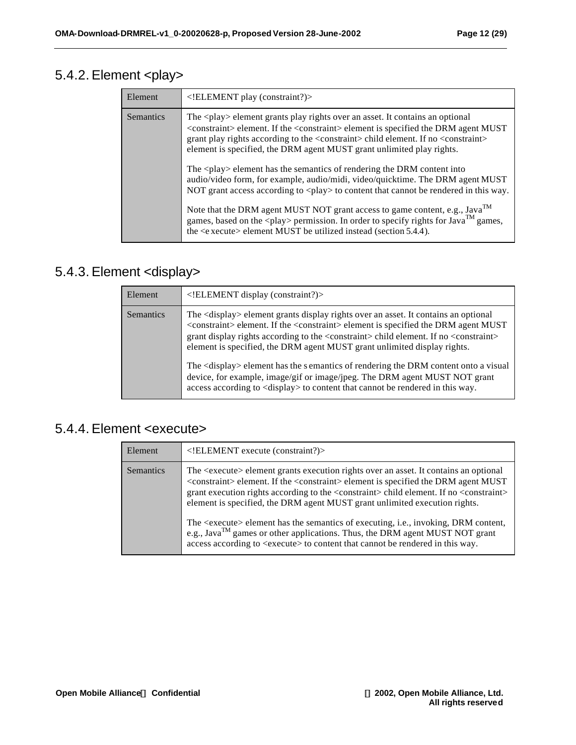## 5.4.2. Element <play>

| Element | <!ELEMENT play (constraint?)> |
|---|---|
| Semantics | The <play> element grants play rights over an asset. It contains an optional <constraint> element. If the <constraint> element is specified the DRM agent MUST grant play rights according to the <constraint> child element. If no <constraint> element is specified, the DRM agent MUST grant unlimited play rights.<br><br>The <play> element has the semantics of rendering the DRM content into audio/video form, for example, audio/midi, video/quicktime. The DRM agent MUST NOT grant access according to <play> to content that cannot be rendered in this way.<br><br>Note that the DRM agent MUST NOT grant access to game content, e.g., Java™ games, based on the <play> permission. In order to specify rights for Java™ games, the <execute> element MUST be utilized instead (section 5.4.4). |

## 5.4.3. Element <display>

| Element | <!ELEMENT display (constraint?)> |
|---|---|
| Semantics | The <display> element grants display rights over an asset. It contains an optional <constraint> element. If the <constraint> element is specified the DRM agent MUST grant display rights according to the <constraint> child element. If no <constraint> element is specified, the DRM agent MUST grant unlimited display rights.<br><br>The <display> element has the semantics of rendering the DRM content onto a visual device, for example, image/gif or image/jpeg. The DRM agent MUST NOT grant access according to <display> to content that cannot be rendered in this way. |

## 5.4.4. Element <execute>

| Element | <!ELEMENT execute (constraint?)> |
|---|---|
| Semantics | The <execute> element grants execution rights over an asset. It contains an optional <constraint> element. If the <constraint> element is specified the DRM agent MUST grant execution rights according to the <constraint> child element. If no <constraint> element is specified, the DRM agent MUST grant unlimited execution rights.<br><br>The <execute> element has the semantics of executing, i.e., invoking, DRM content, e.g., Java™ games or other applications. Thus, the DRM agent MUST NOT grant access according to <execute> to content that cannot be rendered in this way. |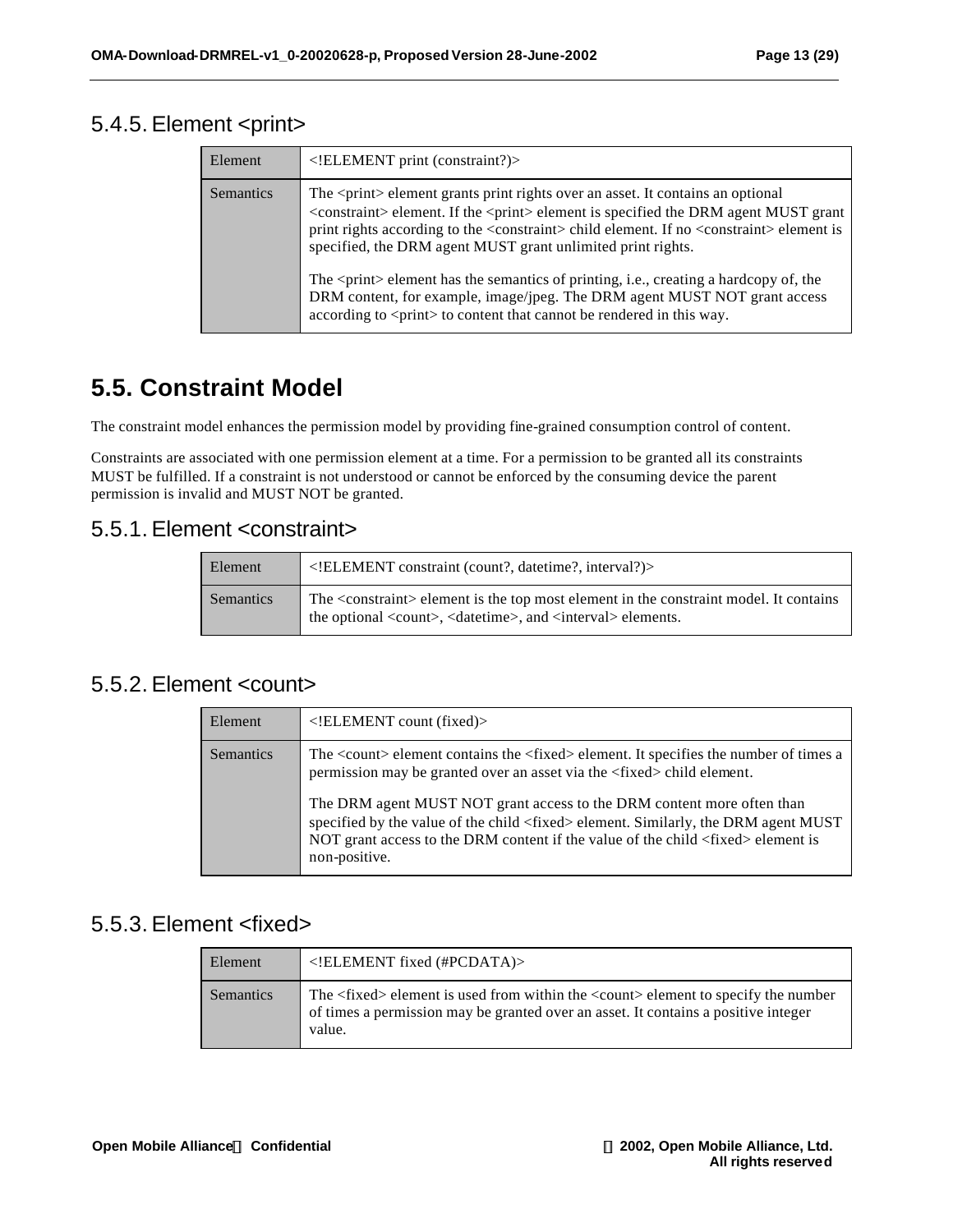### 5.4.5. Element <print>

| Element | <!ELEMENT print (constraint?)> |
| --- | --- |
| Semantics | The <print> element grants print rights over an asset. It contains an optional <constraint> element. If the <print> element is specified the DRM agent MUST grant print rights according to the <constraint> child element. If no <constraint> element is specified, the DRM agent MUST grant unlimited print rights.<br><br>The <print> element has the semantics of printing, i.e., creating a hardcopy of, the DRM content, for example, image/jpeg. The DRM agent MUST NOT grant access according to <print> to content that cannot be rendered in this way. |

## 5.5. Constraint Model

The constraint model enhances the permission model by providing fine-grained consumption control of content.

Constraints are associated with one permission element at a time. For a permission to be granted all its constraints MUST be fulfilled. If a constraint is not understood or cannot be enforced by the consuming device the parent permission is invalid and MUST NOT be granted.

### 5.5.1. Element <constraint>

| Element | <!ELEMENT constraint (count?, datetime?, interval?)> |
| --- | --- |
| Semantics | The <constraint> element is the top most element in the constraint model. It contains the optional <count>, <datetime>, and <interval> elements. |

### 5.5.2. Element <count>

| Element | <!ELEMENT count (fixed)> |
| --- | --- |
| Semantics | The <count> element contains the <fixed> element. It specifies the number of times a permission may be granted over an asset via the <fixed> child element.<br><br>The DRM agent MUST NOT grant access to the DRM content more often than specified by the value of the child <fixed> element. Similarly, the DRM agent MUST NOT grant access to the DRM content if the value of the child <fixed> element is non-positive. |

### 5.5.3. Element <fixed>

| Element | <!ELEMENT fixed (#PCDATA)> |
| --- | --- |
| Semantics | The <fixed> element is used from within the <count> element to specify the number of times a permission may be granted over an asset. It contains a positive integer value. |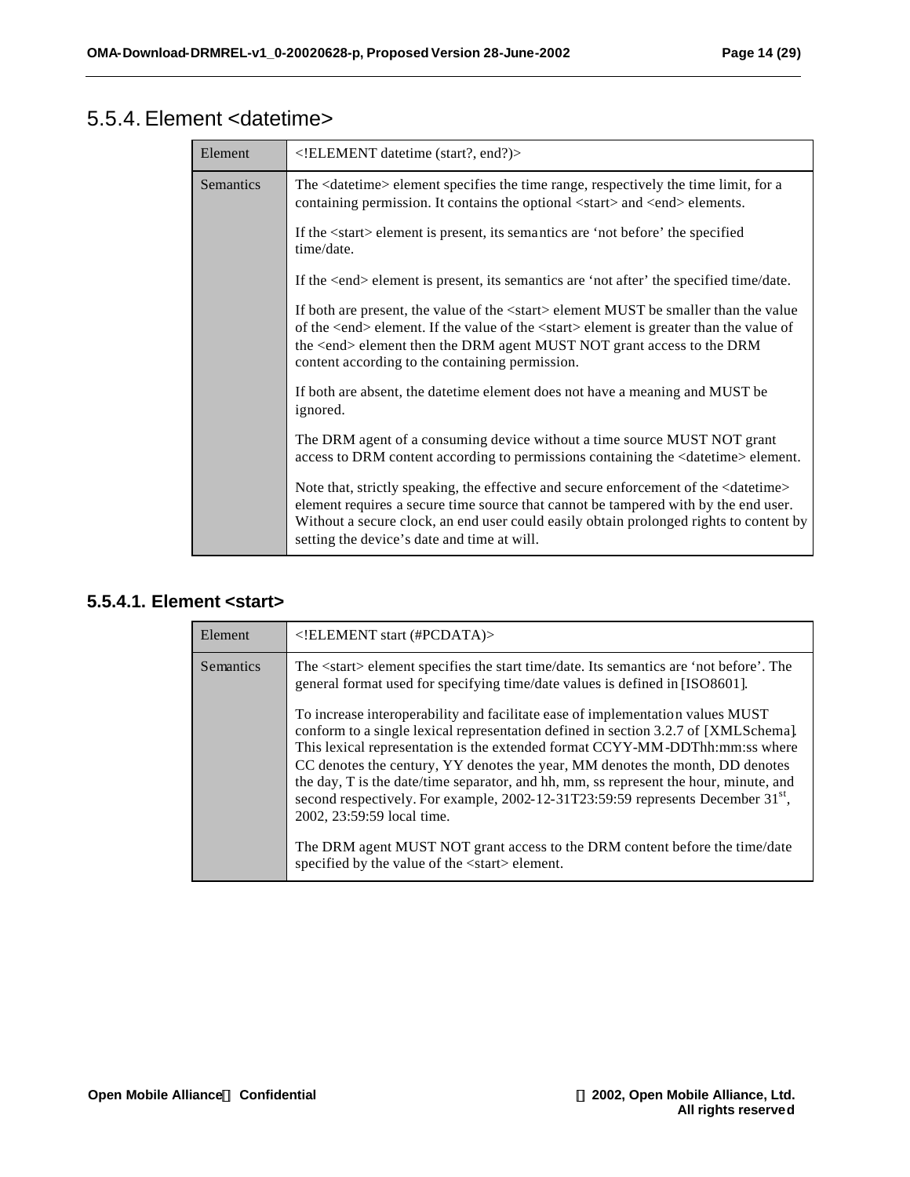## 5.5.4. Element <datetime>

| Element | <!ELEMENT datetime (start?, end?)> |
|---|---|
| Semantics | The <datetime> element specifies the time range, respectively the time limit, for a containing permission. It contains the optional <start> and <end> elements.<br><br>If the <start> element is present, its semantics are 'not before' the specified time/date.<br><br>If the <end> element is present, its semantics are 'not after' the specified time/date.<br><br>If both are present, the value of the <start> element MUST be smaller than the value of the <end> element. If the value of the <start> element is greater than the value of the <end> element then the DRM agent MUST NOT grant access to the DRM content according to the containing permission.<br><br>If both are absent, the datetime element does not have a meaning and MUST be ignored.<br><br>The DRM agent of a consuming device without a time source MUST NOT grant access to DRM content according to permissions containing the <datetime> element.<br><br>Note that, strictly speaking, the effective and secure enforcement of the <datetime> element requires a secure time source that cannot be tampered with by the end user. Without a secure clock, an end user could easily obtain prolonged rights to content by setting the device's date and time at will. |

### 5.5.4.1. Element <start>

| Element | <!ELEMENT start (#PCDATA)> |
|---|---|
| Semantics | The <start> element specifies the start time/date. Its semantics are 'not before'. The general format used for specifying time/date values is defined in [ISO8601].<br><br>To increase interoperability and facilitate ease of implementation values MUST conform to a single lexical representation defined in section 3.2.7 of [XMLSchema]. This lexical representation is the extended format CCYY-MM-DDThh:mm:ss where CC denotes the century, YY denotes the year, MM denotes the month, DD denotes the day, T is the date/time separator, and hh, mm, ss represent the hour, minute, and second respectively. For example, 2002-12-31T23:59:59 represents December 31st, 2002, 23:59:59 local time.<br><br>The DRM agent MUST NOT grant access to the DRM content before the time/date specified by the value of the <start> element. |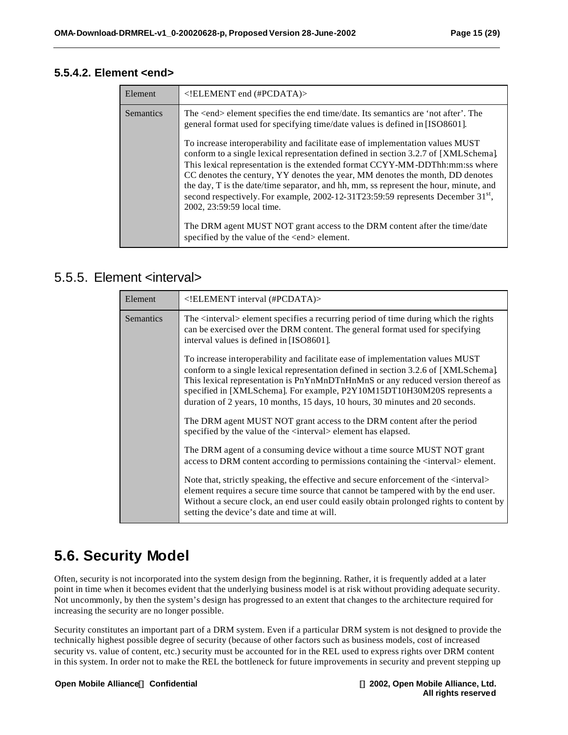#### 5.5.4.2. Element <end>

| Element | <!ELEMENT end (#PCDATA)> |
|---|---|
| Semantics | The <end> element specifies the end time/date. Its semantics are 'not after'. The general format used for specifying time/date values is defined in [ISO8601].<br><br>To increase interoperability and facilitate ease of implementation values MUST conform to a single lexical representation defined in section 3.2.7 of [XMLSchema]. This lexical representation is the extended format CCYY-MM-DDThh:mm:ss where CC denotes the century, YY denotes the year, MM denotes the month, DD denotes the day, T is the date/time separator, and hh, mm, ss represent the hour, minute, and second respectively. For example, 2002-12-31T23:59:59 represents December 31st, 2002, 23:59:59 local time.<br><br>The DRM agent MUST NOT grant access to the DRM content after the time/date specified by the value of the <end> element. |

### 5.5.5. Element <interval>

| Element | <!ELEMENT interval (#PCDATA)> |
|---|---|
| Semantics | The <interval> element specifies a recurring period of time during which the rights can be exercised over the DRM content. The general format used for specifying interval values is defined in [ISO8601].<br><br>To increase interoperability and facilitate ease of implementation values MUST conform to a single lexical representation defined in section 3.2.6 of [XMLSchema]. This lexical representation is PnYnMnDTnHnMnS or any reduced version thereof as specified in [XMLSchema]. For example, P2Y10M15DT10H30M20S represents a duration of 2 years, 10 months, 15 days, 10 hours, 30 minutes and 20 seconds.<br><br>The DRM agent MUST NOT grant access to the DRM content after the period specified by the value of the <interval> element has elapsed.<br><br>The DRM agent of a consuming device without a time source MUST NOT grant access to DRM content according to permissions containing the <interval> element.<br><br>Note that, strictly speaking, the effective and secure enforcement of the <interval> element requires a secure time source that cannot be tampered with by the end user. Without a secure clock, an end user could easily obtain prolonged rights to content by setting the device's date and time at will. |

## 5.6. Security Model

Often, security is not incorporated into the system design from the beginning. Rather, it is frequently added at a later point in time when it becomes evident that the underlying business model is at risk without providing adequate security. Not uncommonly, by then the system's design has progressed to an extent that changes to the architecture required for increasing the security are no longer possible.

Security constitutes an important part of a DRM system. Even if a particular DRM system is not designed to provide the technically highest possible degree of security (because of other factors such as business models, cost of increased security vs. value of content, etc.) security must be accounted for in the REL used to express rights over DRM content in this system. In order not to make the REL the bottleneck for future improvements in security and prevent stepping up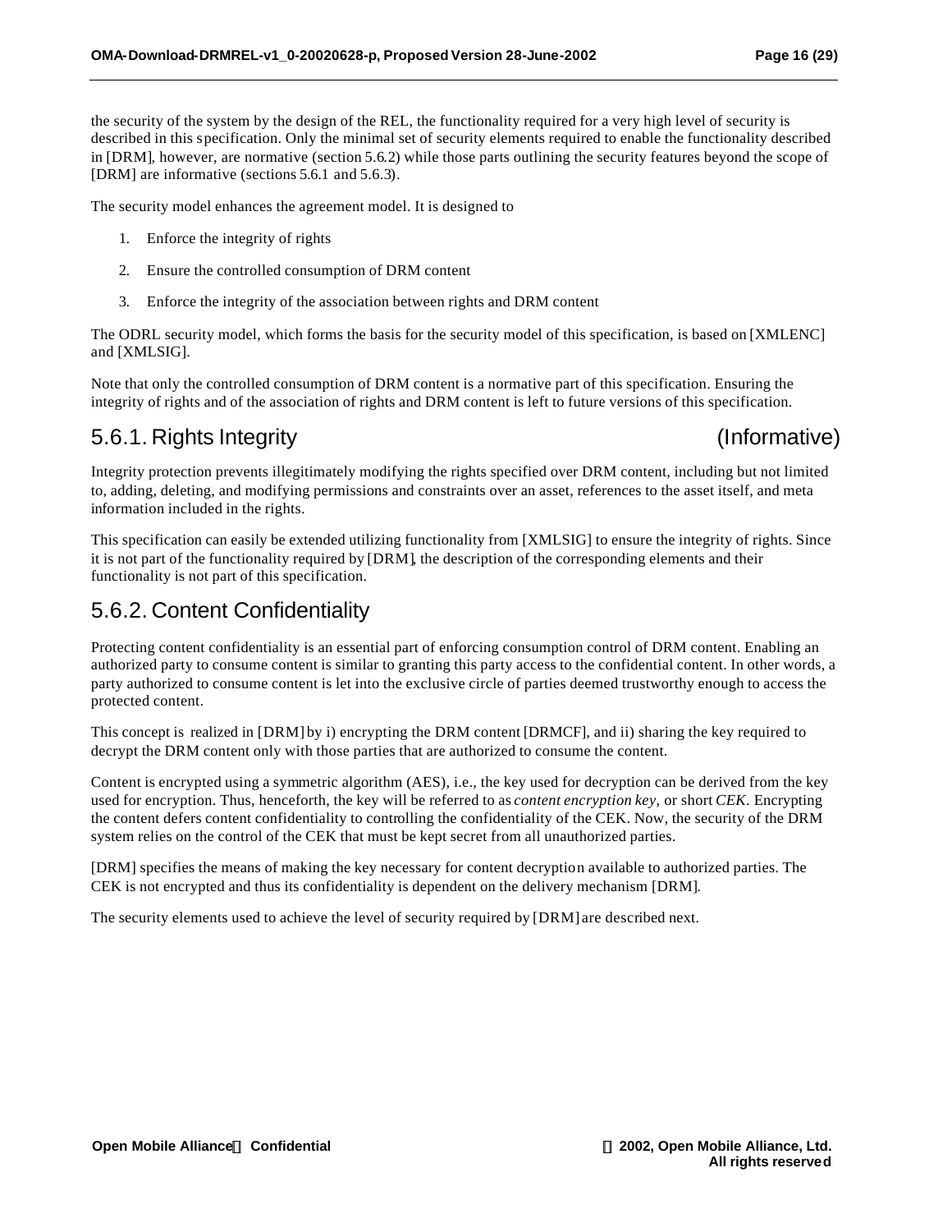the security of the system by the design of the REL, the functionality required for a very high level of security is described in this specification. Only the minimal set of security elements required to enable the functionality described in [DRM], however, are normative (section 5.6.2) while those parts outlining the security features beyond the scope of [DRM] are informative (sections 5.6.1 and 5.6.3).

The security model enhances the agreement model. It is designed to

1. Enforce the integrity of rights
2. Ensure the controlled consumption of DRM content
3. Enforce the integrity of the association between rights and DRM content

The ODRL security model, which forms the basis for the security model of this specification, is based on [XMLENC] and [XMLSIG].

Note that only the controlled consumption of DRM content is a normative part of this specification. Ensuring the integrity of rights and of the association of rights and DRM content is left to future versions of this specification.

## 5.6.1. Rights Integrity (Informative)

Integrity protection prevents illegitimately modifying the rights specified over DRM content, including but not limited to, adding, deleting, and modifying permissions and constraints over an asset, references to the asset itself, and meta information included in the rights.

This specification can easily be extended utilizing functionality from [XMLSIG] to ensure the integrity of rights. Since it is not part of the functionality required by [DRM], the description of the corresponding elements and their functionality is not part of this specification.

## 5.6.2. Content Confidentiality

Protecting content confidentiality is an essential part of enforcing consumption control of DRM content. Enabling an authorized party to consume content is similar to granting this party access to the confidential content. In other words, a party authorized to consume content is let into the exclusive circle of parties deemed trustworthy enough to access the protected content.

This concept is realized in [DRM] by i) encrypting the DRM content [DRMCF], and ii) sharing the key required to decrypt the DRM content only with those parties that are authorized to consume the content.

Content is encrypted using a symmetric algorithm (AES), i.e., the key used for decryption can be derived from the key used for encryption. Thus, henceforth, the key will be referred to as *content encryption key*, or short *CEK*. Encrypting the content defers content confidentiality to controlling the confidentiality of the CEK. Now, the security of the DRM system relies on the control of the CEK that must be kept secret from all unauthorized parties.

[DRM] specifies the means of making the key necessary for content decryption available to authorized parties. The CEK is not encrypted and thus its confidentiality is dependent on the delivery mechanism [DRM].

The security elements used to achieve the level of security required by [DRM] are described next.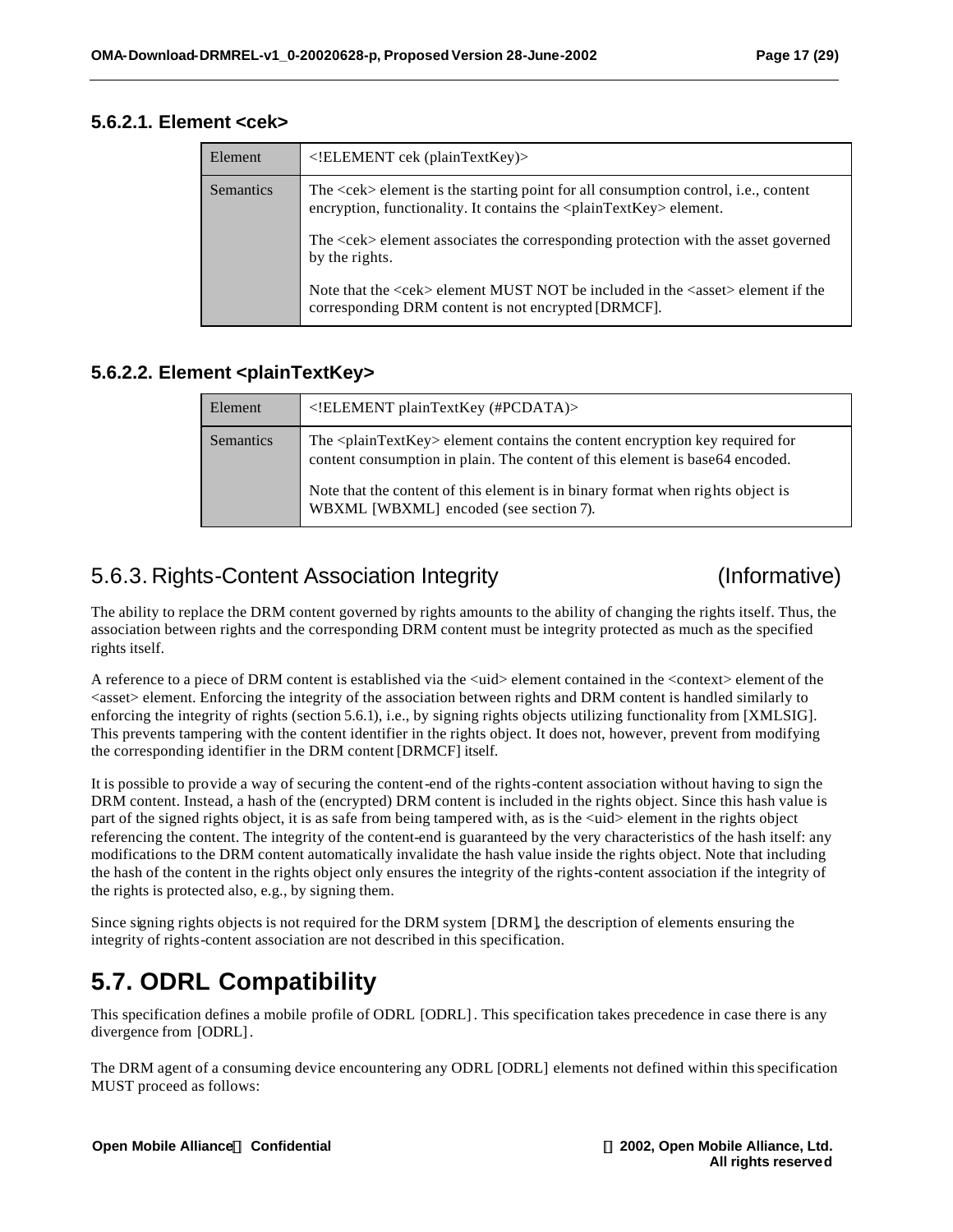#### 5.6.2.1. Element <cek>

| Element | <!ELEMENT cek (plainTextKey)> |
|---|---|
| Semantics | The <cek> element is the starting point for all consumption control, i.e., content encryption, functionality. It contains the <plainTextKey> element.<br><br>The <cek> element associates the corresponding protection with the asset governed by the rights.<br><br>Note that the <cek> element MUST NOT be included in the <asset> element if the corresponding DRM content is not encrypted [DRMCF]. |

#### 5.6.2.2. Element <plainTextKey>

| Element | <!ELEMENT plainTextKey (#PCDATA)> |
|---|---|
| Semantics | The <plainTextKey> element contains the content encryption key required for content consumption in plain. The content of this element is base64 encoded.<br><br>Note that the content of this element is in binary format when rights object is WBXML [WBXML] encoded (see section 7). |

### 5.6.3. Rights-Content Association Integrity (Informative)

The ability to replace the DRM content governed by rights amounts to the ability of changing the rights itself. Thus, the association between rights and the corresponding DRM content must be integrity protected as much as the specified rights itself.

A reference to a piece of DRM content is established via the <uid> element contained in the <context> element of the <asset> element. Enforcing the integrity of the association between rights and DRM content is handled similarly to enforcing the integrity of rights (section 5.6.1), i.e., by signing rights objects utilizing functionality from [XMLSIG]. This prevents tampering with the content identifier in the rights object. It does not, however, prevent from modifying the corresponding identifier in the DRM content [DRMCF] itself.

It is possible to provide a way of securing the content-end of the rights-content association without having to sign the DRM content. Instead, a hash of the (encrypted) DRM content is included in the rights object. Since this hash value is part of the signed rights object, it is as safe from being tampered with, as is the <uid> element in the rights object referencing the content. The integrity of the content-end is guaranteed by the very characteristics of the hash itself: any modifications to the DRM content automatically invalidate the hash value inside the rights object. Note that including the hash of the content in the rights object only ensures the integrity of the rights-content association if the integrity of the rights is protected also, e.g., by signing them.

Since signing rights objects is not required for the DRM system [DRM], the description of elements ensuring the integrity of rights-content association are not described in this specification.

## 5.7. ODRL Compatibility

This specification defines a mobile profile of ODRL [ODRL]. This specification takes precedence in case there is any divergence from [ODRL].

The DRM agent of a consuming device encountering any ODRL [ODRL] elements not defined within this specification MUST proceed as follows: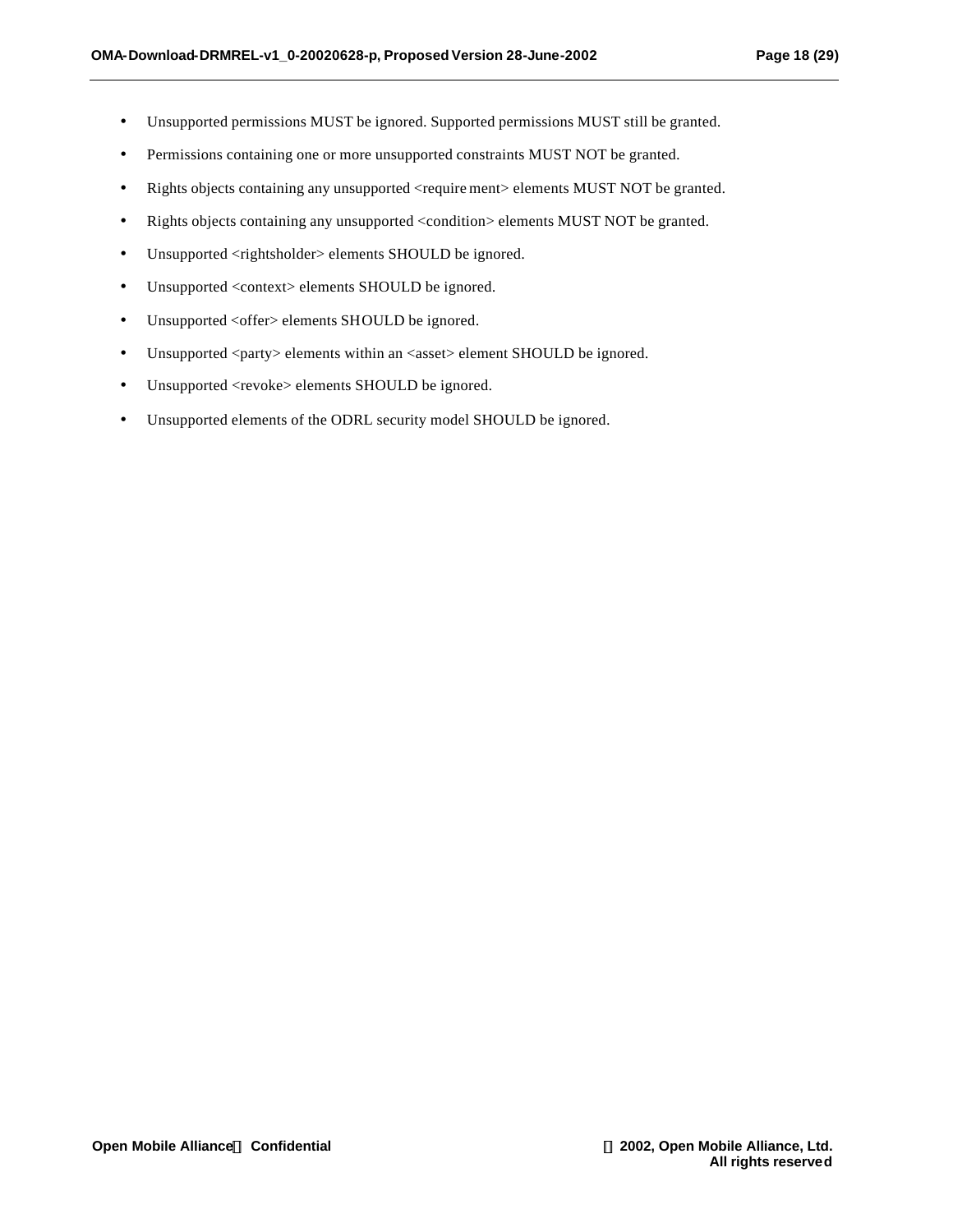- Unsupported permissions MUST be ignored. Supported permissions MUST still be granted.
- Permissions containing one or more unsupported constraints MUST NOT be granted.
- Rights objects containing any unsupported <requirement> elements MUST NOT be granted.
- Rights objects containing any unsupported <condition> elements MUST NOT be granted.
- Unsupported <rightsholder> elements SHOULD be ignored.
- Unsupported <context> elements SHOULD be ignored.
- Unsupported <offer> elements SHOULD be ignored.
- Unsupported <party> elements within an <asset> element SHOULD be ignored.
- Unsupported <revoke> elements SHOULD be ignored.
- Unsupported elements of the ODRL security model SHOULD be ignored.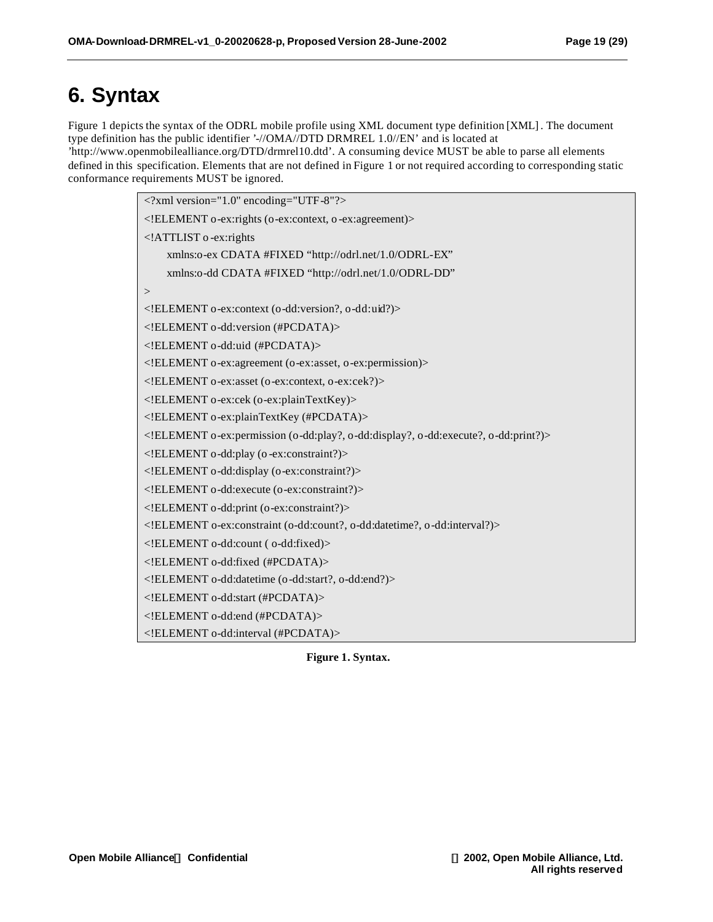# 6. Syntax

Figure 1 depicts the syntax of the ODRL mobile profile using XML document type definition [XML]. The document type definition has the public identifier '-//OMA//DTD DRMREL 1.0//EN' and is located at 'http://www.openmobilealliance.org/DTD/drmrel10.dtd'. A consuming device MUST be able to parse all elements defined in this specification. Elements that are not defined in Figure 1 or not required according to corresponding static conformance requirements MUST be ignored.

```
<?xml version="1.0" encoding="UTF-8"?>
<!ELEMENT o-ex:rights (o-ex:context, o-ex:agreement)>
<!ATTLIST o-ex:rights
    xmlns:o-ex CDATA #FIXED "http://odrl.net/1.0/ODRL-EX"
    xmlns:o-dd CDATA #FIXED "http://odrl.net/1.0/ODRL-DD"
>
<!ELEMENT o-ex:context (o-dd:version?, o-dd:uid?)>
<!ELEMENT o-dd:version (#PCDATA)>
<!ELEMENT o-dd:uid (#PCDATA)>
<!ELEMENT o-ex:agreement (o-ex:asset, o-ex:permission)>
<!ELEMENT o-ex:asset (o-ex:context, o-ex:cek?)>
<!ELEMENT o-ex:cek (o-ex:plainTextKey)>
<!ELEMENT o-ex:plainTextKey (#PCDATA)>
<!ELEMENT o-ex:permission (o-dd:play?, o-dd:display?, o-dd:execute?, o-dd:print?)>
<!ELEMENT o-dd:play (o-ex:constraint?)>
<!ELEMENT o-dd:display (o-ex:constraint?)>
<!ELEMENT o-dd:execute (o-ex:constraint?)>
<!ELEMENT o-dd:print (o-ex:constraint?)>
<!ELEMENT o-ex:constraint (o-dd:count?, o-dd:datetime?, o-dd:interval?)>
<!ELEMENT o-dd:count ( o-dd:fixed)>
<!ELEMENT o-dd:fixed (#PCDATA)>
<!ELEMENT o-dd:datetime (o-dd:start?, o-dd:end?)>
<!ELEMENT o-dd:start (#PCDATA)>
<!ELEMENT o-dd:end (#PCDATA)>
<!ELEMENT o-dd:interval (#PCDATA)>
```

**Figure 1. Syntax.**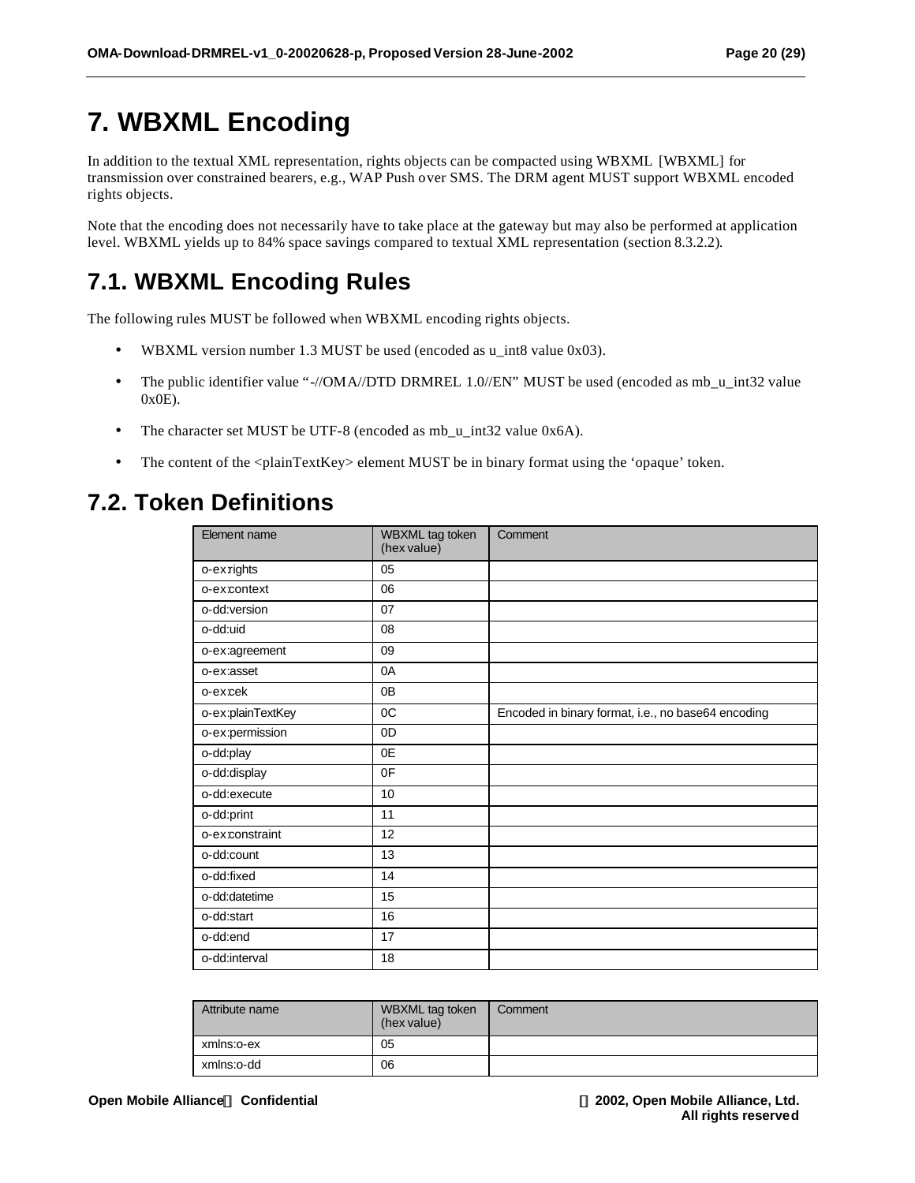# 7. WBXML Encoding

In addition to the textual XML representation, rights objects can be compacted using WBXML [WBXML] for transmission over constrained bearers, e.g., WAP Push over SMS. The DRM agent MUST support WBXML encoded rights objects.

Note that the encoding does not necessarily have to take place at the gateway but may also be performed at application level. WBXML yields up to 84% space savings compared to textual XML representation (section 8.3.2.2).

## 7.1. WBXML Encoding Rules

The following rules MUST be followed when WBXML encoding rights objects.

- WBXML version number 1.3 MUST be used (encoded as u_int8 value 0x03).
- The public identifier value "-//OMA//DTD DRMREL 1.0//EN" MUST be used (encoded as mb_u_int32 value 0x0E).
- The character set MUST be UTF-8 (encoded as mb_u_int32 value 0x6A).
- The content of the <plainTextKey> element MUST be in binary format using the 'opaque' token.

## 7.2. Token Definitions

| Element name | WBXML tag token (hex value) | Comment |
|---|---|---|
| o-ex:rights | 05 | |
| o-ex:context | 06 | |
| o-dd:version | 07 | |
| o-dd:uid | 08 | |
| o-ex:agreement | 09 | |
| o-ex:asset | 0A | |
| o-ex:cek | 0B | |
| o-ex:plainTextKey | 0C | Encoded in binary format, i.e., no base64 encoding |
| o-ex:permission | 0D | |
| o-dd:play | 0E | |
| o-dd:display | 0F | |
| o-dd:execute | 10 | |
| o-dd:print | 11 | |
| o-ex:constraint | 12 | |
| o-dd:count | 13 | |
| o-dd:fixed | 14 | |
| o-dd:datetime | 15 | |
| o-dd:start | 16 | |
| o-dd:end | 17 | |
| o-dd:interval | 18 | |

| Attribute name | WBXML tag token (hex value) | Comment |
|---|---|---|
| xmlns:o-ex | 05 | |
| xmlns:o-dd | 06 | |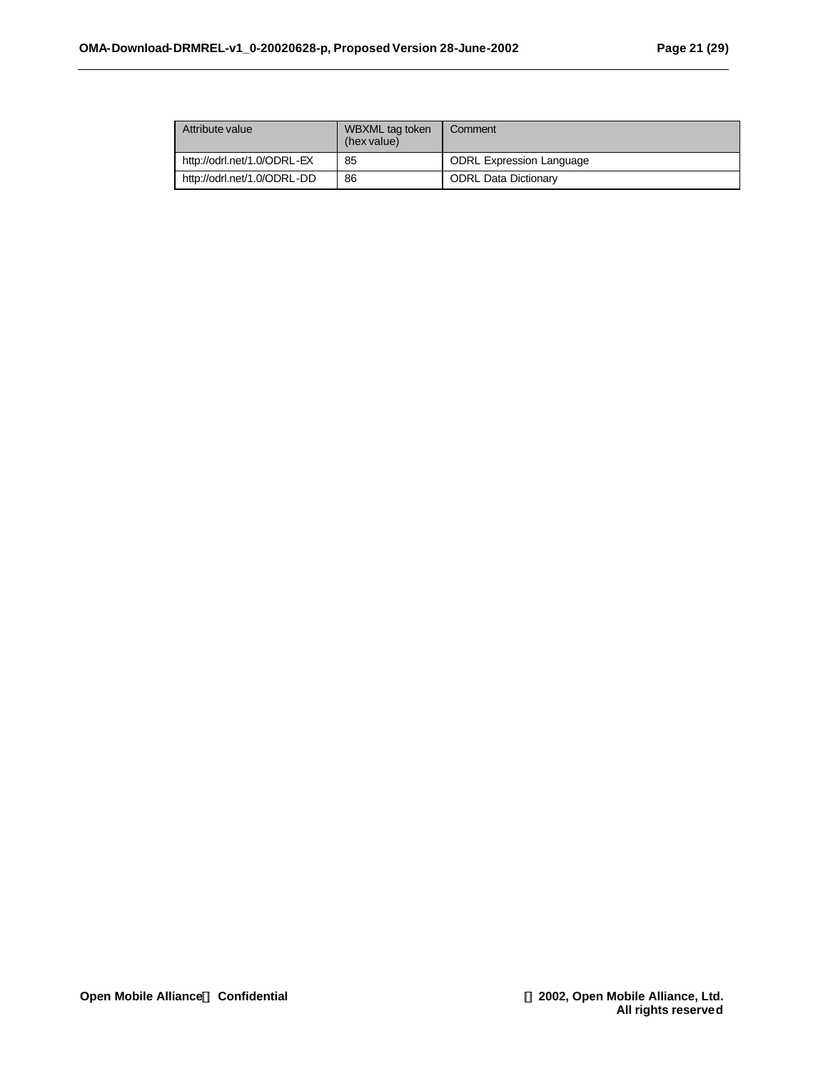| Attribute value | WBXML tag token (hex value) | Comment |
| --- | --- | --- |
| http://odrl.net/1.0/ODRL-EX | 85 | ODRL Expression Language |
| http://odrl.net/1.0/ODRL-DD | 86 | ODRL Data Dictionary |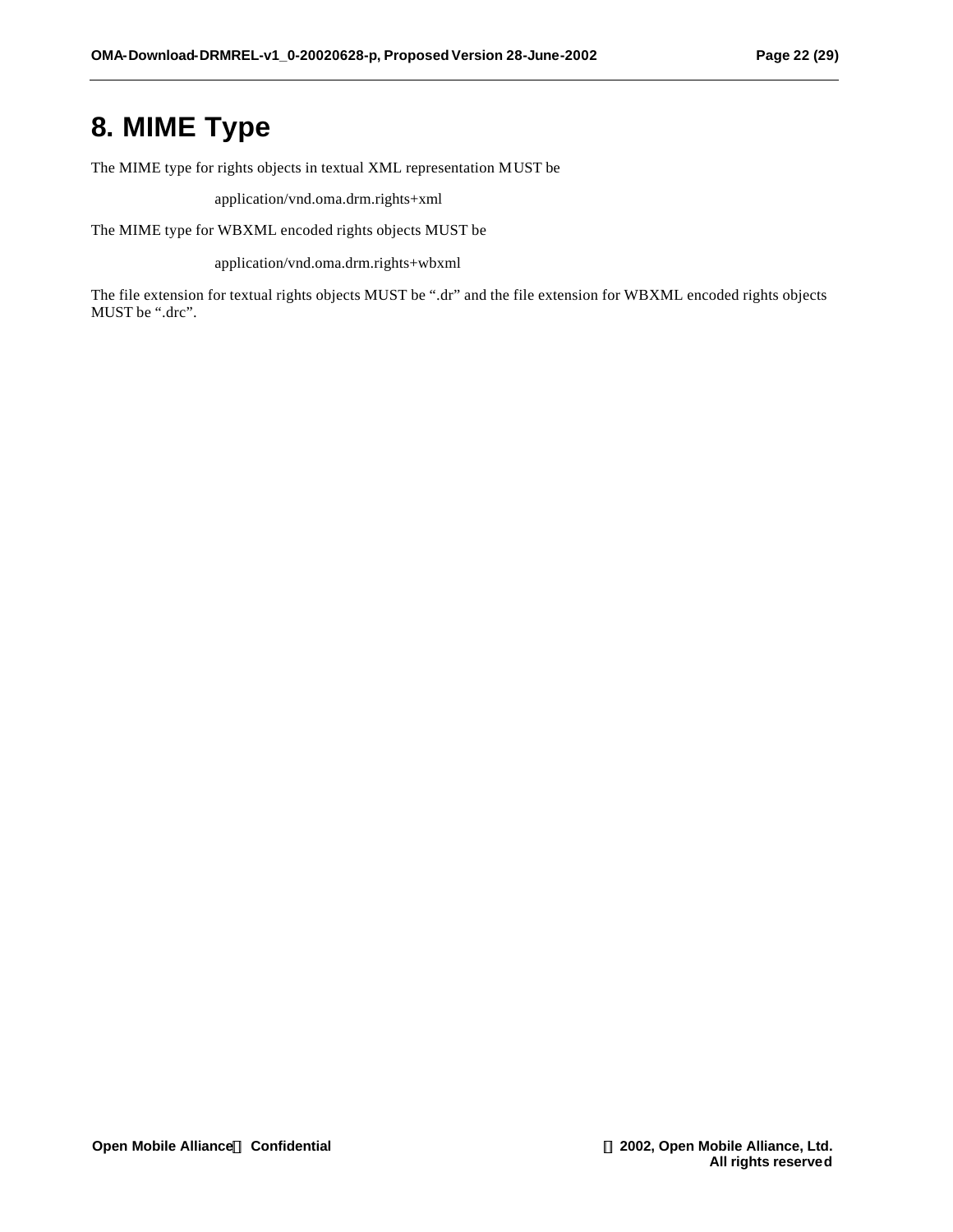# 8. MIME Type

The MIME type for rights objects in textual XML representation MUST be

application/vnd.oma.drm.rights+xml

The MIME type for WBXML encoded rights objects MUST be

application/vnd.oma.drm.rights+wbxml

The file extension for textual rights objects MUST be ".dr" and the file extension for WBXML encoded rights objects MUST be ".drc".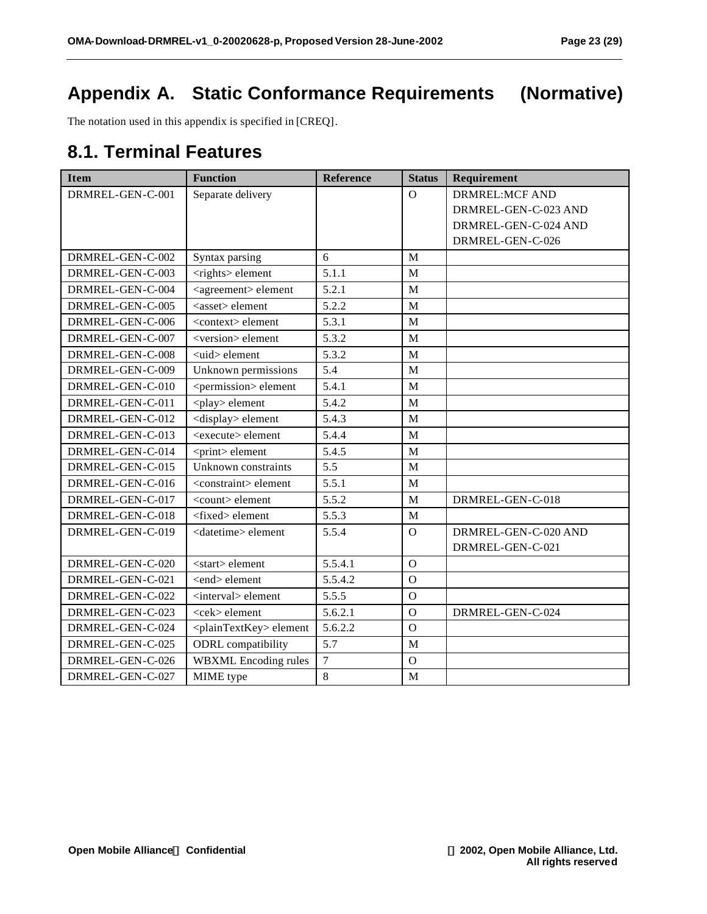# Appendix A. Static Conformance Requirements (Normative)

The notation used in this appendix is specified in [CREQ].

## 8.1. Terminal Features

| Item | Function | Reference | Status | Requirement |
|---|---|---|---|---|
| DRMREL-GEN-C-001 | Separate delivery | | O | DRMREL:MCF AND DRMREL-GEN-C-023 AND DRMREL-GEN-C-024 AND DRMREL-GEN-C-026 |
| DRMREL-GEN-C-002 | Syntax parsing | 6 | M | |
| DRMREL-GEN-C-003 | <rights> element | 5.1.1 | M | |
| DRMREL-GEN-C-004 | <agreement> element | 5.2.1 | M | |
| DRMREL-GEN-C-005 | <asset> element | 5.2.2 | M | |
| DRMREL-GEN-C-006 | <context> element | 5.3.1 | M | |
| DRMREL-GEN-C-007 | <version> element | 5.3.2 | M | |
| DRMREL-GEN-C-008 | <uid> element | 5.3.2 | M | |
| DRMREL-GEN-C-009 | Unknown permissions | 5.4 | M | |
| DRMREL-GEN-C-010 | <permission> element | 5.4.1 | M | |
| DRMREL-GEN-C-011 | <play> element | 5.4.2 | M | |
| DRMREL-GEN-C-012 | <display> element | 5.4.3 | M | |
| DRMREL-GEN-C-013 | <execute> element | 5.4.4 | M | |
| DRMREL-GEN-C-014 | <print> element | 5.4.5 | M | |
| DRMREL-GEN-C-015 | Unknown constraints | 5.5 | M | |
| DRMREL-GEN-C-016 | <constraint> element | 5.5.1 | M | |
| DRMREL-GEN-C-017 | <count> element | 5.5.2 | M | DRMREL-GEN-C-018 |
| DRMREL-GEN-C-018 | <fixed> element | 5.5.3 | M | |
| DRMREL-GEN-C-019 | <datetime> element | 5.5.4 | O | DRMREL-GEN-C-020 AND DRMREL-GEN-C-021 |
| DRMREL-GEN-C-020 | <start> element | 5.5.4.1 | O | |
| DRMREL-GEN-C-021 | <end> element | 5.5.4.2 | O | |
| DRMREL-GEN-C-022 | <interval> element | 5.5.5 | O | |
| DRMREL-GEN-C-023 | <cek> element | 5.6.2.1 | O | DRMREL-GEN-C-024 |
| DRMREL-GEN-C-024 | <plainTextKey> element | 5.6.2.2 | O | |
| DRMREL-GEN-C-025 | ODRL compatibility | 5.7 | M | |
| DRMREL-GEN-C-026 | WBXML Encoding rules | 7 | O | |
| DRMREL-GEN-C-027 | MIME type | 8 | M | |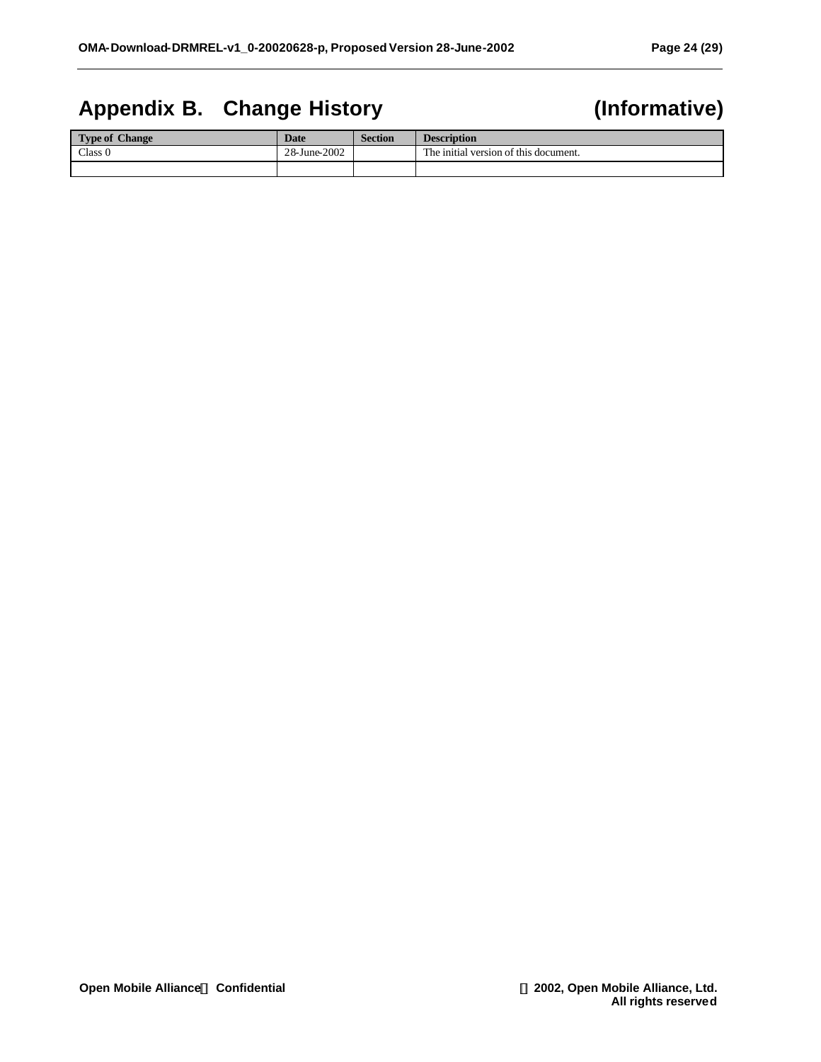# Appendix B. Change History (Informative)

| Type of Change | Date | Section | Description |
|---|---|---|---|
| Class 0 | 28-June-2002 | | The initial version of this document. |
| | | | |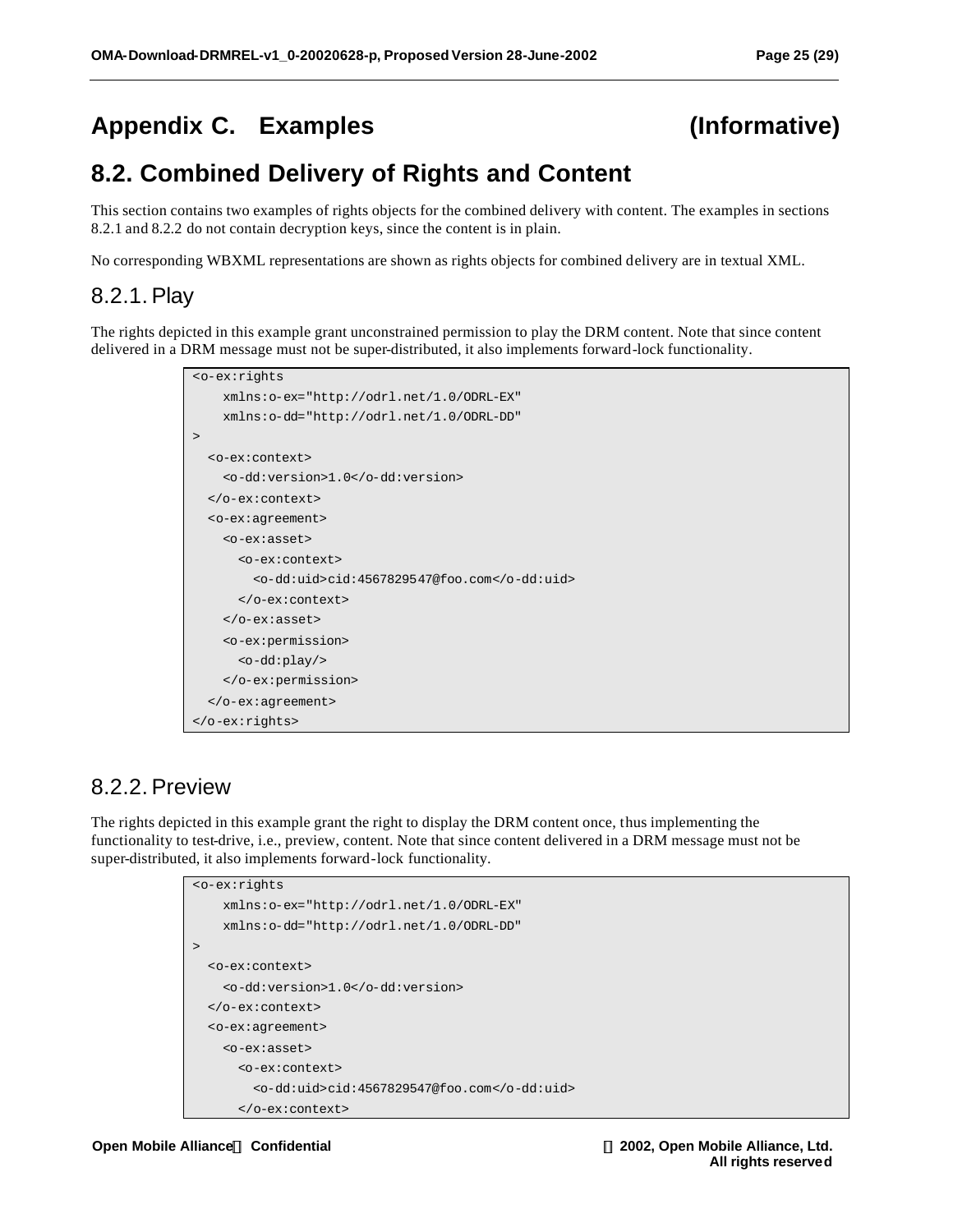# Appendix C. Examples (Informative)

## 8.2. Combined Delivery of Rights and Content

This section contains two examples of rights objects for the combined delivery with content. The examples in sections 8.2.1 and 8.2.2 do not contain decryption keys, since the content is in plain.

No corresponding WBXML representations are shown as rights objects for combined delivery are in textual XML.

### 8.2.1. Play

The rights depicted in this example grant unconstrained permission to play the DRM content. Note that since content delivered in a DRM message must not be super-distributed, it also implements forward-lock functionality.

```
<o-ex:rights
    xmlns:o-ex="http://odrl.net/1.0/ODRL-EX"
    xmlns:o-dd="http://odrl.net/1.0/ODRL-DD"
>
  <o-ex:context>
    <o-dd:version>1.0</o-dd:version>
  </o-ex:context>
  <o-ex:agreement>
    <o-ex:asset>
      <o-ex:context>
        <o-dd:uid>cid:4567829547@foo.com</o-dd:uid>
      </o-ex:context>
    </o-ex:asset>
    <o-ex:permission>
      <o-dd:play/>
    </o-ex:permission>
  </o-ex:agreement>
</o-ex:rights>
```

### 8.2.2. Preview

The rights depicted in this example grant the right to display the DRM content once, thus implementing the functionality to test-drive, i.e., preview, content. Note that since content delivered in a DRM message must not be super-distributed, it also implements forward-lock functionality.

```
<o-ex:rights
    xmlns:o-ex="http://odrl.net/1.0/ODRL-EX"
    xmlns:o-dd="http://odrl.net/1.0/ODRL-DD"
>
  <o-ex:context>
    <o-dd:version>1.0</o-dd:version>
  </o-ex:context>
  <o-ex:agreement>
    <o-ex:asset>
      <o-ex:context>
        <o-dd:uid>cid:4567829547@foo.com</o-dd:uid>
      </o-ex:context>
```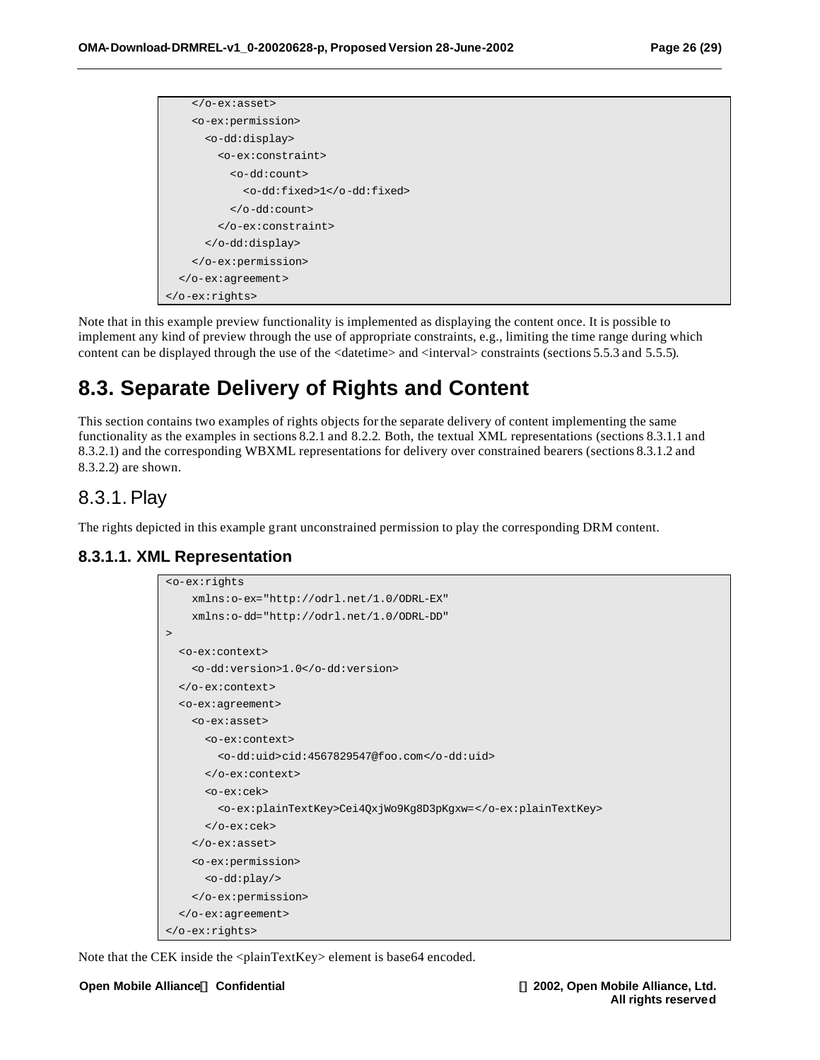```
    </o-ex:asset>
    <o-ex:permission>
      <o-dd:display>
        <o-ex:constraint>
          <o-dd:count>
            <o-dd:fixed>1</o-dd:fixed>
          </o-dd:count>
        </o-ex:constraint>
      </o-dd:display>
    </o-ex:permission>
  </o-ex:agreement>
</o-ex:rights>
```

Note that in this example preview functionality is implemented as displaying the content once. It is possible to implement any kind of preview through the use of appropriate constraints, e.g., limiting the time range during which content can be displayed through the use of the <datetime> and <interval> constraints (sections 5.5.3 and 5.5.5).

# 8.3. Separate Delivery of Rights and Content

This section contains two examples of rights objects for the separate delivery of content implementing the same functionality as the examples in sections 8.2.1 and 8.2.2. Both, the textual XML representations (sections 8.3.1.1 and 8.3.2.1) and the corresponding WBXML representations for delivery over constrained bearers (sections 8.3.1.2 and 8.3.2.2) are shown.

## 8.3.1. Play

The rights depicted in this example grant unconstrained permission to play the corresponding DRM content.

### 8.3.1.1. XML Representation

```
<o-ex:rights
    xmlns:o-ex="http://odrl.net/1.0/ODRL-EX"
    xmlns:o-dd="http://odrl.net/1.0/ODRL-DD"
>
  <o-ex:context>
    <o-dd:version>1.0</o-dd:version>
  </o-ex:context>
  <o-ex:agreement>
    <o-ex:asset>
      <o-ex:context>
        <o-dd:uid>cid:4567829547@foo.com</o-dd:uid>
      </o-ex:context>
      <o-ex:cek>
        <o-ex:plainTextKey>Cei4QxjWo9Kg8D3pKgxw=</o-ex:plainTextKey>
      </o-ex:cek>
    </o-ex:asset>
    <o-ex:permission>
      <o-dd:play/>
    </o-ex:permission>
  </o-ex:agreement>
</o-ex:rights>
```

Note that the CEK inside the <plainTextKey> element is base64 encoded.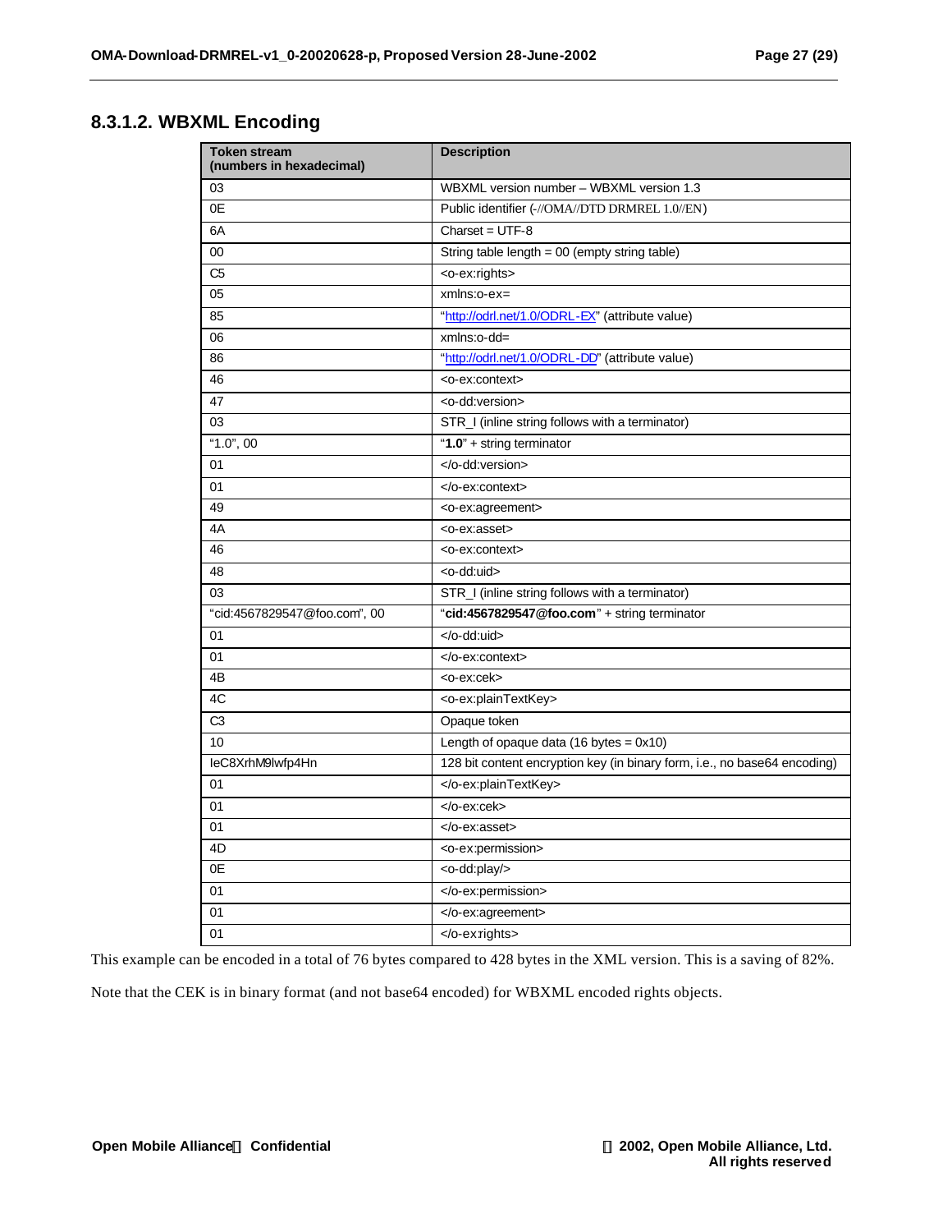### 8.3.1.2. WBXML Encoding

| Token stream (numbers in hexadecimal) | Description |
|---|---|
| 03 | WBXML version number – WBXML version 1.3 |
| 0E | Public identifier (-//OMA//DTD DRMREL 1.0//EN) |
| 6A | Charset = UTF-8 |
| 00 | String table length = 00 (empty string table) |
| C5 | <o-ex:rights> |
| 05 | xmlns:o-ex= |
| 85 | "http://odrl.net/1.0/ODRL-EX" (attribute value) |
| 06 | xmlns:o-dd= |
| 86 | "http://odrl.net/1.0/ODRL-DD" (attribute value) |
| 46 | <o-ex:context> |
| 47 | <o-dd:version> |
| 03 | STR_I (inline string follows with a terminator) |
| "1.0", 00 | "**1.0**" + string terminator |
| 01 | </o-dd:version> |
| 01 | </o-ex:context> |
| 49 | <o-ex:agreement> |
| 4A | <o-ex:asset> |
| 46 | <o-ex:context> |
| 48 | <o-dd:uid> |
| 03 | STR_I (inline string follows with a terminator) |
| "cid:4567829547@foo.com", 00 | "**cid:4567829547@foo.com**" + string terminator |
| 01 | </o-dd:uid> |
| 01 | </o-ex:context> |
| 4B | <o-ex:cek> |
| 4C | <o-ex:plainTextKey> |
| C3 | Opaque token |
| 10 | Length of opaque data (16 bytes = 0x10) |
| IeC8XrhM9lwfp4Hn | 128 bit content encryption key (in binary form, i.e., no base64 encoding) |
| 01 | </o-ex:plainTextKey> |
| 01 | </o-ex:cek> |
| 01 | </o-ex:asset> |
| 4D | <o-ex:permission> |
| 0E | <o-dd:play/> |
| 01 | </o-ex:permission> |
| 01 | </o-ex:agreement> |
| 01 | </o-ex:rights> |

This example can be encoded in a total of 76 bytes compared to 428 bytes in the XML version. This is a saving of 82%.

Note that the CEK is in binary format (and not base64 encoded) for WBXML encoded rights objects.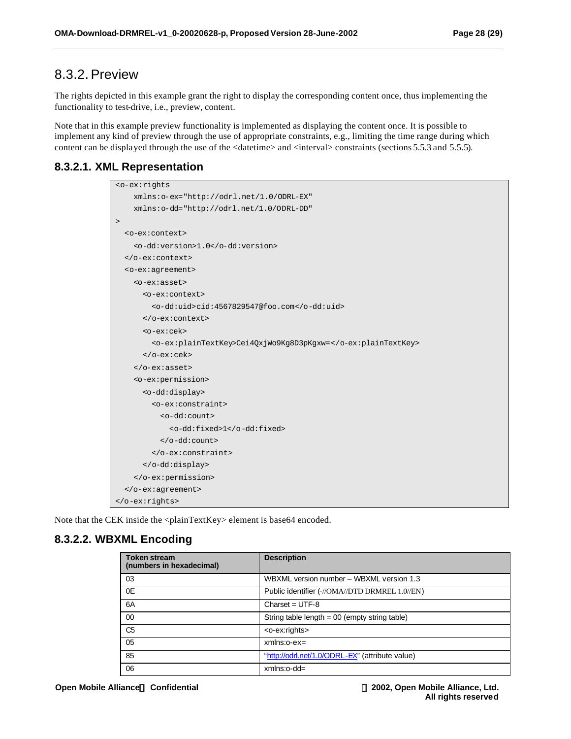## 8.3.2. Preview

The rights depicted in this example grant the right to display the corresponding content once, thus implementing the functionality to test-drive, i.e., preview, content.

Note that in this example preview functionality is implemented as displaying the content once. It is possible to implement any kind of preview through the use of appropriate constraints, e.g., limiting the time range during which content can be displayed through the use of the <datetime> and <interval> constraints (sections 5.5.3 and 5.5.5).

### 8.3.2.1. XML Representation

```
<o-ex:rights
    xmlns:o-ex="http://odrl.net/1.0/ODRL-EX"
    xmlns:o-dd="http://odrl.net/1.0/ODRL-DD"
>
  <o-ex:context>
    <o-dd:version>1.0</o-dd:version>
  </o-ex:context>
  <o-ex:agreement>
    <o-ex:asset>
      <o-ex:context>
        <o-dd:uid>cid:4567829547@foo.com</o-dd:uid>
      </o-ex:context>
      <o-ex:cek>
        <o-ex:plainTextKey>Cei4QxjWo9Kg8D3pKgxw=</o-ex:plainTextKey>
      </o-ex:cek>
    </o-ex:asset>
    <o-ex:permission>
      <o-dd:display>
        <o-ex:constraint>
          <o-dd:count>
            <o-dd:fixed>1</o-dd:fixed>
          </o-dd:count>
        </o-ex:constraint>
      </o-dd:display>
    </o-ex:permission>
  </o-ex:agreement>
</o-ex:rights>
```

Note that the CEK inside the <plainTextKey> element is base64 encoded.

### 8.3.2.2. WBXML Encoding

| Token stream (numbers in hexadecimal) | Description |
|---|---|
| 03 | WBXML version number – WBXML version 1.3 |
| 0E | Public identifier (-//OMA//DTD DRMREL 1.0//EN) |
| 6A | Charset = UTF-8 |
| 00 | String table length = 00 (empty string table) |
| C5 | <o-ex:rights> |
| 05 | xmlns:o-ex= |
| 85 | "http://odrl.net/1.0/ODRL-EX" (attribute value) |
| 06 | xmlns:o-dd= |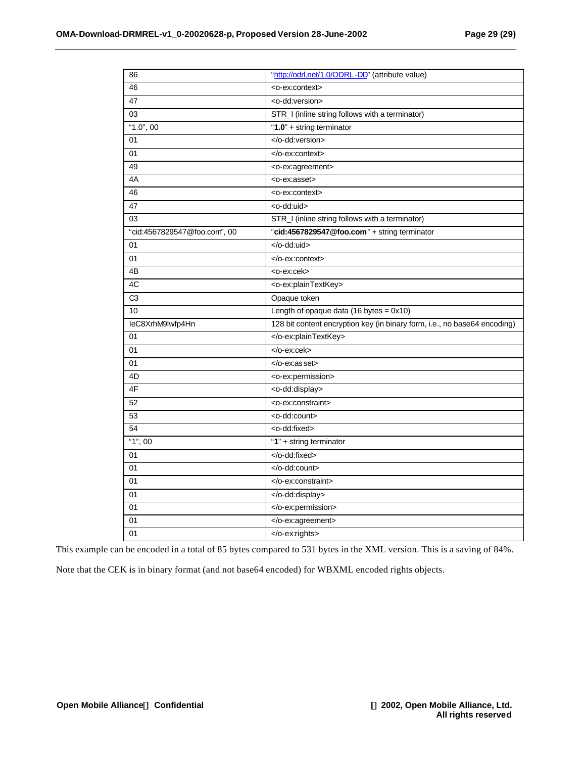| | |
|---|---|
| 86 | "http://odrl.net/1.0/ODRL-DD" (attribute value) |
| 46 | <o-ex:context> |
| 47 | <o-dd:version> |
| 03 | STR_I (inline string follows with a terminator) |
| "1.0", 00 | "**1.0**" + string terminator |
| 01 | </o-dd:version> |
| 01 | </o-ex:context> |
| 49 | <o-ex:agreement> |
| 4A | <o-ex:asset> |
| 46 | <o-ex:context> |
| 47 | <o-dd:uid> |
| 03 | STR_I (inline string follows with a terminator) |
| "cid:4567829547@foo.com", 00 | "**cid:4567829547@foo.com**" + string terminator |
| 01 | </o-dd:uid> |
| 01 | </o-ex:context> |
| 4B | <o-ex:cek> |
| 4C | <o-ex:plainTextKey> |
| C3 | Opaque token |
| 10 | Length of opaque data (16 bytes = 0x10) |
| IeC8XrhM9lwfp4Hn | 128 bit content encryption key (in binary form, i.e., no base64 encoding) |
| 01 | </o-ex:plainTextKey> |
| 01 | </o-ex:cek> |
| 01 | </o-ex:asset> |
| 4D | <o-ex:permission> |
| 4F | <o-dd:display> |
| 52 | <o-ex:constraint> |
| 53 | <o-dd:count> |
| 54 | <o-dd:fixed> |
| "1", 00 | "**1**" + string terminator |
| 01 | </o-dd:fixed> |
| 01 | </o-dd:count> |
| 01 | </o-ex:constraint> |
| 01 | </o-dd:display> |
| 01 | </o-ex:permission> |
| 01 | </o-ex:agreement> |
| 01 | </o-ex:rights> |

This example can be encoded in a total of 85 bytes compared to 531 bytes in the XML version. This is a saving of 84%.

Note that the CEK is in binary format (and not base64 encoded) for WBXML encoded rights objects.